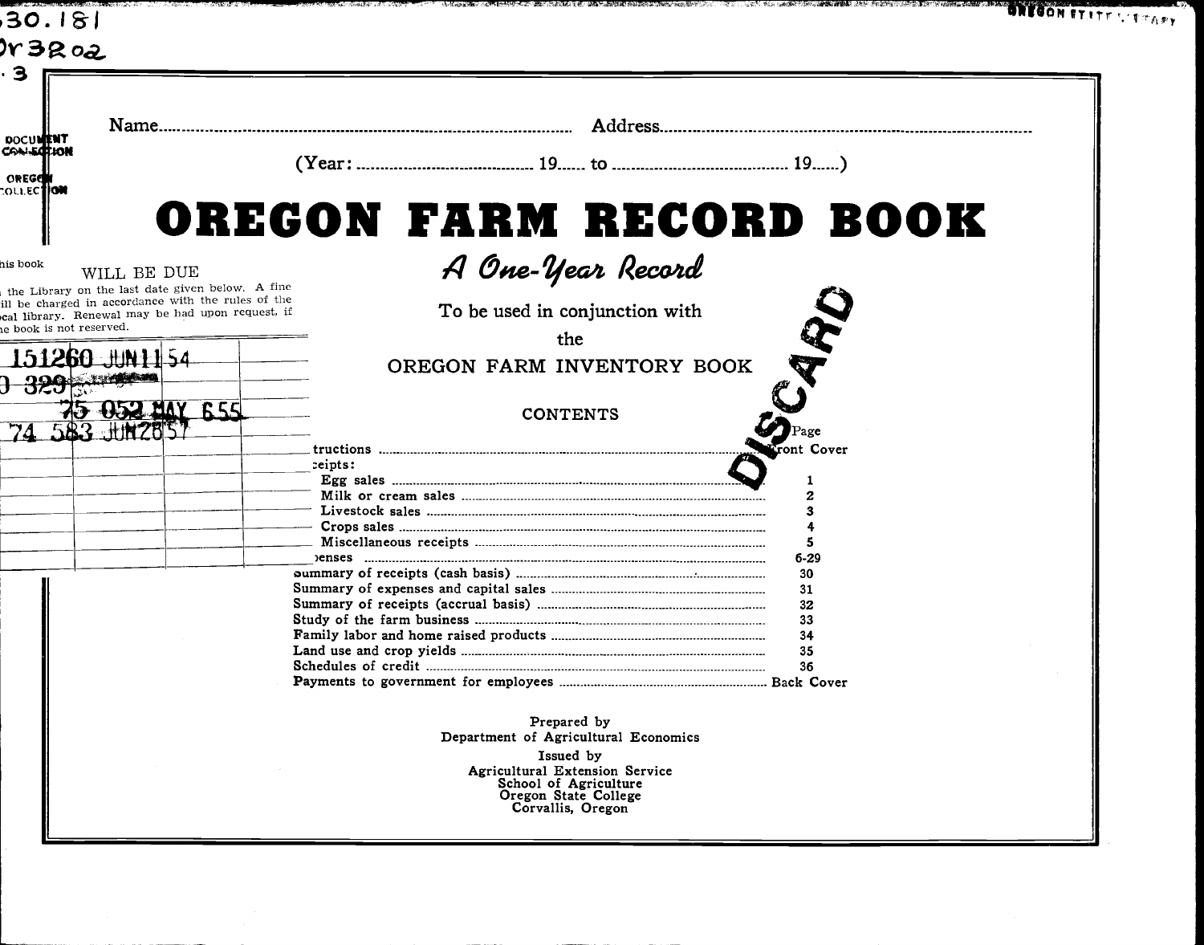Name........................................................................................ Address....................................................................................

(Year: ........................................ 19...... to ........................................ 19......)

# OREGON FARM RECORD BOOK

## *A One-Year Record*

To be used in conjunction with

the

OREGON FARM INVENTORY BOOK

### CONTENTS

| | Page |
|---|---|
| Instructions | Front Cover |
| Receipts: | |
| Egg sales | 1 |
| Milk or cream sales | 2 |
| Livestock sales | 3 |
| Crops sales | 4 |
| Miscellaneous receipts | 5 |
| Expenses | 6-29 |
| Summary of receipts (cash basis) | 30 |
| Summary of expenses and capital sales | 31 |
| Summary of receipts (accrual basis) | 32 |
| Study of the farm business | 33 |
| Family labor and home raised products | 34 |
| Land use and crop yields | 35 |
| Schedules of credit | 36 |
| Payments to government for employees | Back Cover |

Prepared by
Department of Agricultural Economics

Issued by
Agricultural Extension Service
School of Agriculture
Oregon State College
Corvallis, Oregon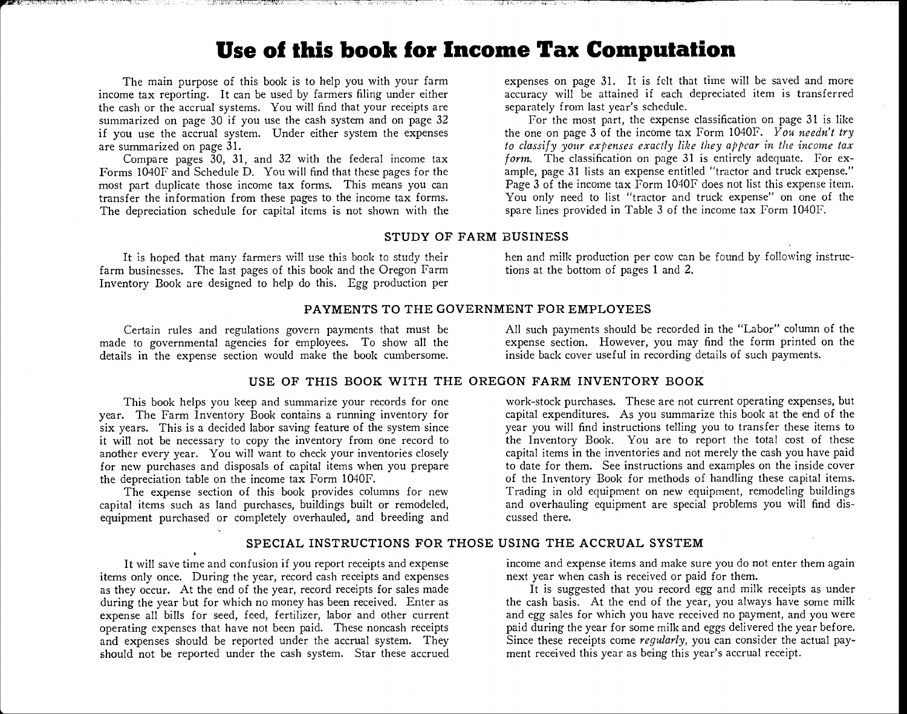# Use of this book for Income Tax Computation

The main purpose of this book is to help you with your farm income tax reporting. It can be used by farmers filing under either the cash or the accrual systems. You will find that your receipts are summarized on page 30 if you use the cash system and on page 32 if you use the accrual system. Under either system the expenses are summarized on page 31.

Compare pages 30, 31, and 32 with the federal income tax Forms 1040F and Schedule D. You will find that these pages for the most part duplicate those income tax forms. This means you can transfer the information from these pages to the income tax forms. The depreciation schedule for capital items is not shown with the expenses on page 31. It is felt that time will be saved and more accuracy will be attained if each depreciated item is transferred separately from last year's schedule.

For the most part, the expense classification on page 31 is like the one on page 3 of the income tax Form 1040F. *You needn't try to classify your expenses exactly like they appear in the income tax form.* The classification on page 31 is entirely adequate. For example, page 31 lists an expense entitled "tractor and truck expense." Page 3 of the income tax Form 1040F does not list this expense item. You only need to list "tractor and truck expense" on one of the spare lines provided in Table 3 of the income tax Form 1040F.

## STUDY OF FARM BUSINESS

It is hoped that many farmers will use this book to study their farm businesses. The last pages of this book and the Oregon Farm Inventory Book are designed to help do this. Egg production per hen and milk production per cow can be found by following instructions at the bottom of pages 1 and 2.

## PAYMENTS TO THE GOVERNMENT FOR EMPLOYEES

Certain rules and regulations govern payments that must be made to governmental agencies for employees. To show all the details in the expense section would make the book cumbersome. All such payments should be recorded in the "Labor" column of the expense section. However, you may find the form printed on the inside back cover useful in recording details of such payments.

## USE OF THIS BOOK WITH THE OREGON FARM INVENTORY BOOK

This book helps you keep and summarize your records for one year. The Farm Inventory Book contains a running inventory for six years. This is a decided labor saving feature of the system since it will not be necessary to copy the inventory from one record to another every year. You will want to check your inventories closely for new purchases and disposals of capital items when you prepare the depreciation table on the income tax Form 1040F.

The expense section of this book provides columns for new capital items such as land purchases, buildings built or remodeled, equipment purchased or completely overhauled, and breeding and work-stock purchases. These are not current operating expenses, but capital expenditures. As you summarize this book at the end of the year you will find instructions telling you to transfer these items to the Inventory Book. You are to report the total cost of these capital items in the inventories and not merely the cash you have paid to date for them. See instructions and examples on the inside cover of the Inventory Book for methods of handling these capital items. Trading in old equipment on new equipment, remodeling buildings and overhauling equipment are special problems you will find discussed there.

## SPECIAL INSTRUCTIONS FOR THOSE USING THE ACCRUAL SYSTEM

It will save time and confusion if you report receipts and expense items only once. During the year, record cash receipts and expenses as they occur. At the end of the year, record receipts for sales made during the year but for which no money has been received. Enter as expense all bills for seed, feed, fertilizer, labor and other current operating expenses that have not been paid. These noncash receipts and expenses should be reported under the accrual system. They should not be reported under the cash system. Star these accrued income and expense items and make sure you do not enter them again next year when cash is received or paid for them.

It is suggested that you record egg and milk receipts as under the cash basis. At the end of the year, you always have some milk and egg sales for which you have received no payment, and you were paid during the year for some milk and eggs delivered the year before. Since these receipts come *regularly*, you can consider the actual payment received this year as being this year's accrual receipt.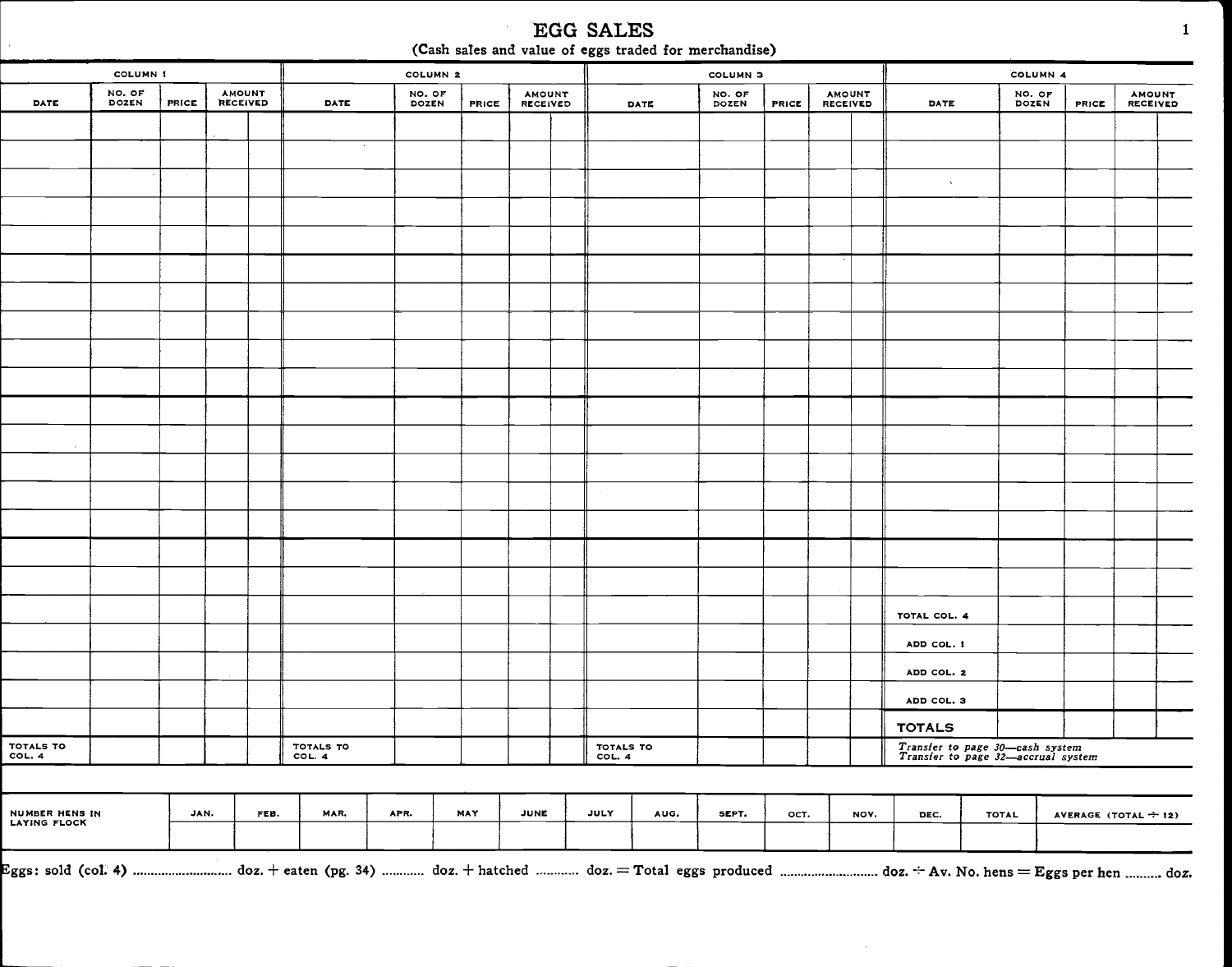# EGG SALES

(Cash sales and value of eggs traded for merchandise)

| COLUMN 1 | | | | COLUMN 2 | | | | COLUMN 3 | | | | COLUMN 4 | | | |
|---|---|---|---|---|---|---|---|---|---|---|---|---|---|---|---|
| DATE | NO. OF DOZEN | PRICE | AMOUNT RECEIVED | DATE | NO. OF DOZEN | PRICE | AMOUNT RECEIVED | DATE | NO. OF DOZEN | PRICE | AMOUNT RECEIVED | DATE | NO. OF DOZEN | PRICE | AMOUNT RECEIVED |
| | | | | | | | | | | | | | | | |
| | | | | | | | | | | | | | | | |
| | | | | | | | | | | | | | | | |
| | | | | | | | | | | | | | | | |
| | | | | | | | | | | | | | | | |
| | | | | | | | | | | | | | | | |
| | | | | | | | | | | | | | | | |
| | | | | | | | | | | | | | | | |
| | | | | | | | | | | | | | | | |
| | | | | | | | | | | | | | | | |
| | | | | | | | | | | | | | | | |
| | | | | | | | | | | | | | | | |
| | | | | | | | | | | | | | | | |
| | | | | | | | | | | | | | | | |
| | | | | | | | | | | | | | | | |
| | | | | | | | | | | | | | | | |
| | | | | | | | | | | | | | | | |
| | | | | | | | | | | | | TOTAL COL. 4 | | | |
| | | | | | | | | | | | | ADD COL. 1 | | | |
| | | | | | | | | | | | | ADD COL. 2 | | | |
| | | | | | | | | | | | | ADD COL. 3 | | | |
| | | | | | | | | | | | | **TOTALS** | | | |
| TOTALS TO COL. 4 | | | | TOTALS TO COL. 4 | | | | TOTALS TO COL. 4 | | | | *Transfer to page 30—cash system* *Transfer to page 32—accrual system* | | | |

| NUMBER HENS IN LAYING FLOCK | JAN. | FEB. | MAR. | APR. | MAY | JUNE | JULY | AUG. | SEPT. | OCT. | NOV. | DEC. | TOTAL | AVERAGE (TOTAL ÷ 12) |
|---|---|---|---|---|---|---|---|---|---|---|---|---|---|---|
| | | | | | | | | | | | | | | |

Eggs: sold (col. 4) ............................ doz. + eaten (pg. 34) ............ doz. + hatched ............ doz. = Total eggs produced ............................ doz. ÷ Av. No. hens = Eggs per hen .......... doz.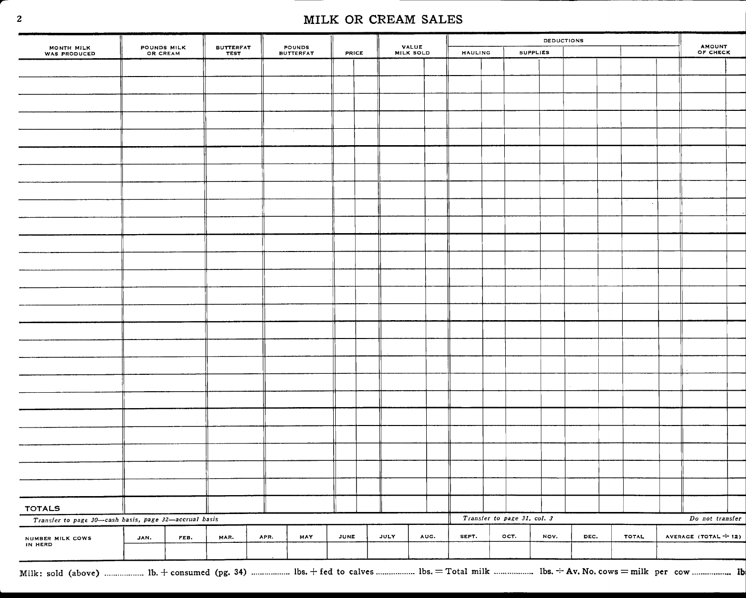# MILK OR CREAM SALES

| MONTH MILK WAS PRODUCED | POUNDS MILK OR CREAM | BUTTERFAT TEST | POUNDS BUTTERFAT | PRICE | VALUE MILK SOLD | DEDUCTIONS | | | AMOUNT OF CHECK |
|---|---|---|---|---|---|---|---|---|---|
| | | | | | | HAULING | SUPPLIES | | |
| | | | | | | | | | |
| | | | | | | | | | |
| | | | | | | | | | |
| | | | | | | | | | |
| | | | | | | | | | |
| | | | | | | | | | |
| | | | | | | | | | |
| | | | | | | | | | |
| | | | | | | | | | |
| | | | | | | | | | |
| | | | | | | | | | |
| | | | | | | | | | |
| | | | | | | | | | |
| | | | | | | | | | |
| | | | | | | | | | |
| | | | | | | | | | |
| | | | | | | | | | |
| | | | | | | | | | |
| | | | | | | | | | |
| | | | | | | | | | |
| | | | | | | | | | |
| | | | | | | | | | |
| | | | | | | | | | |
| | | | | | | | | | |
| | | | | | | | | | |
| TOTALS | | | | | | | | | |
| *Transfer to page 30—cash basis, page 32—accrual basis* | | | | | | *Transfer to page 31, col. 3* | | | *Do not transfer* |

| NUMBER MILK COWS IN HERD | JAN. | FEB. | MAR. | APR. | MAY | JUNE | JULY | AUG. | SEPT. | OCT. | NOV. | DEC. | TOTAL | AVERAGE (TOTAL ÷ 12) |
|---|---|---|---|---|---|---|---|---|---|---|---|---|---|---|
| | | | | | | | | | | | | | | |

Milk: sold (above) .................. lb. + consumed (pg. 34) .................. lbs. + fed to calves .................. lbs. = Total milk .................. lbs. ÷ Av. No. cows = milk per cow .................. lbs.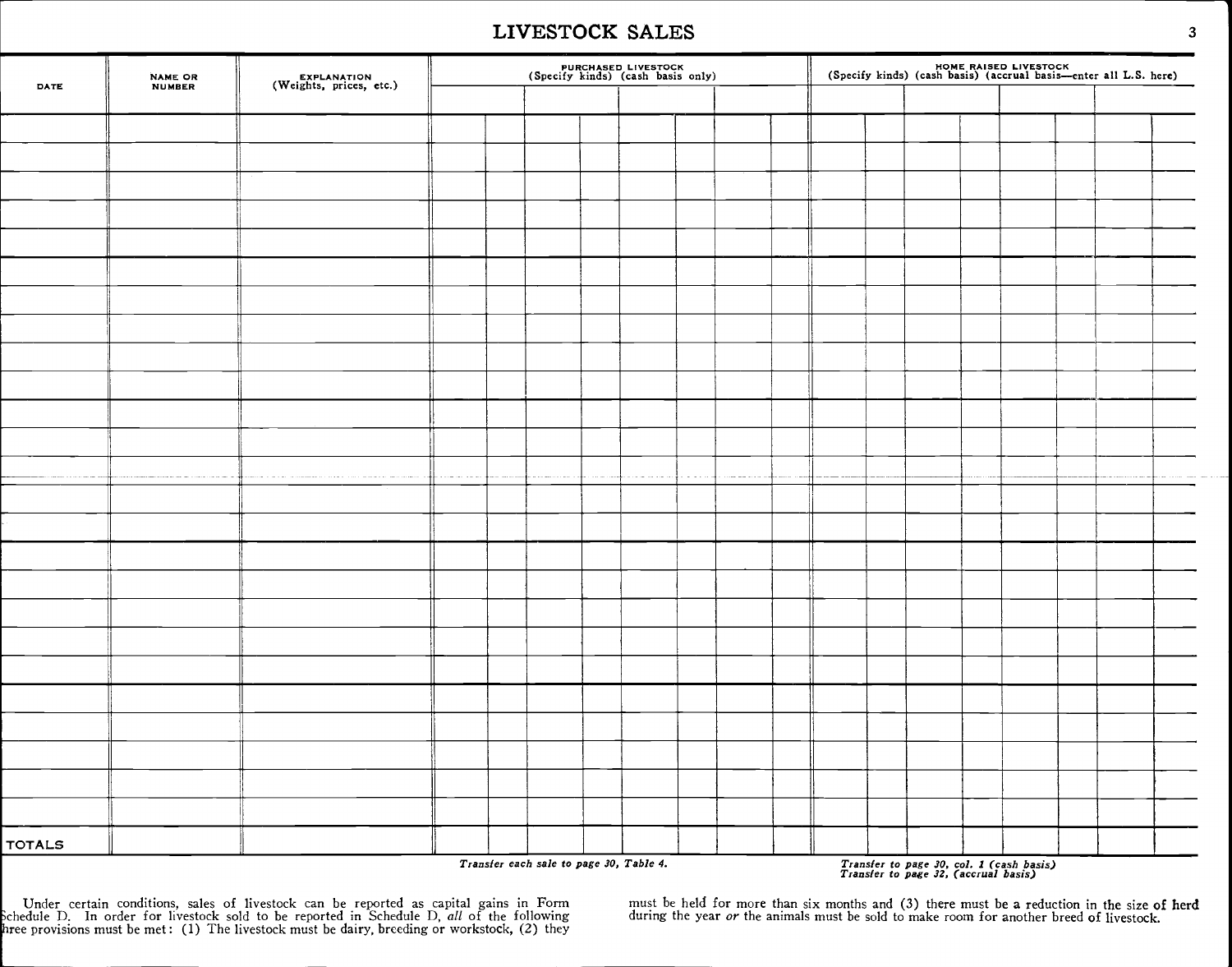# LIVESTOCK SALES

| DATE | NAME OR NUMBER | EXPLANATION (Weights, prices, etc.) | PURCHASED LIVESTOCK (Specify kinds) (cash basis only) | | | | | | | | HOME RAISED LIVESTOCK (Specify kinds) (cash basis) (accrual basis—enter all L.S. here) | | | | | | | |
|---|---|---|---|---|---|---|---|---|---|---|---|---|---|---|---|---|---|---|
| | | | | | | | | | | | | | | | | | | |
| | | | | | | | | | | | | | | | | | | |
| | | | | | | | | | | | | | | | | | | |
| | | | | | | | | | | | | | | | | | | |
| | | | | | | | | | | | | | | | | | | |
| | | | | | | | | | | | | | | | | | | |
| | | | | | | | | | | | | | | | | | | |
| | | | | | | | | | | | | | | | | | | |
| | | | | | | | | | | | | | | | | | | |
| | | | | | | | | | | | | | | | | | | |
| | | | | | | | | | | | | | | | | | | |
| | | | | | | | | | | | | | | | | | | |
| | | | | | | | | | | | | | | | | | | |
| | | | | | | | | | | | | | | | | | | |
| | | | | | | | | | | | | | | | | | | |
| | | | | | | | | | | | | | | | | | | |
| | | | | | | | | | | | | | | | | | | |
| | | | | | | | | | | | | | | | | | | |
| | | | | | | | | | | | | | | | | | | |
| | | | | | | | | | | | | | | | | | | |
| | | | | | | | | | | | | | | | | | | |
| | | | | | | | | | | | | | | | | | | |
| | | | | | | | | | | | | | | | | | | |
| | | | | | | | | | | | | | | | | | | |
| | | | | | | | | | | | | | | | | | | |
| TOTALS | | | | | | | | | | | | | | | | | | |

*Transfer each sale to page 30, Table 4.*

*Transfer to page 30, col. 1 (cash basis)*
*Transfer to page 32, (accrual basis)*

Under certain conditions, sales of livestock can be reported as capital gains in Form Schedule D. In order for livestock sold to be reported in Schedule D, *all* of the following three provisions must be met: (1) The livestock must be dairy, breeding or workstock, (2) they must be held for more than six months and (3) there must be a reduction in the size of herd during the year *or* the animals must be sold to make room for another breed of livestock.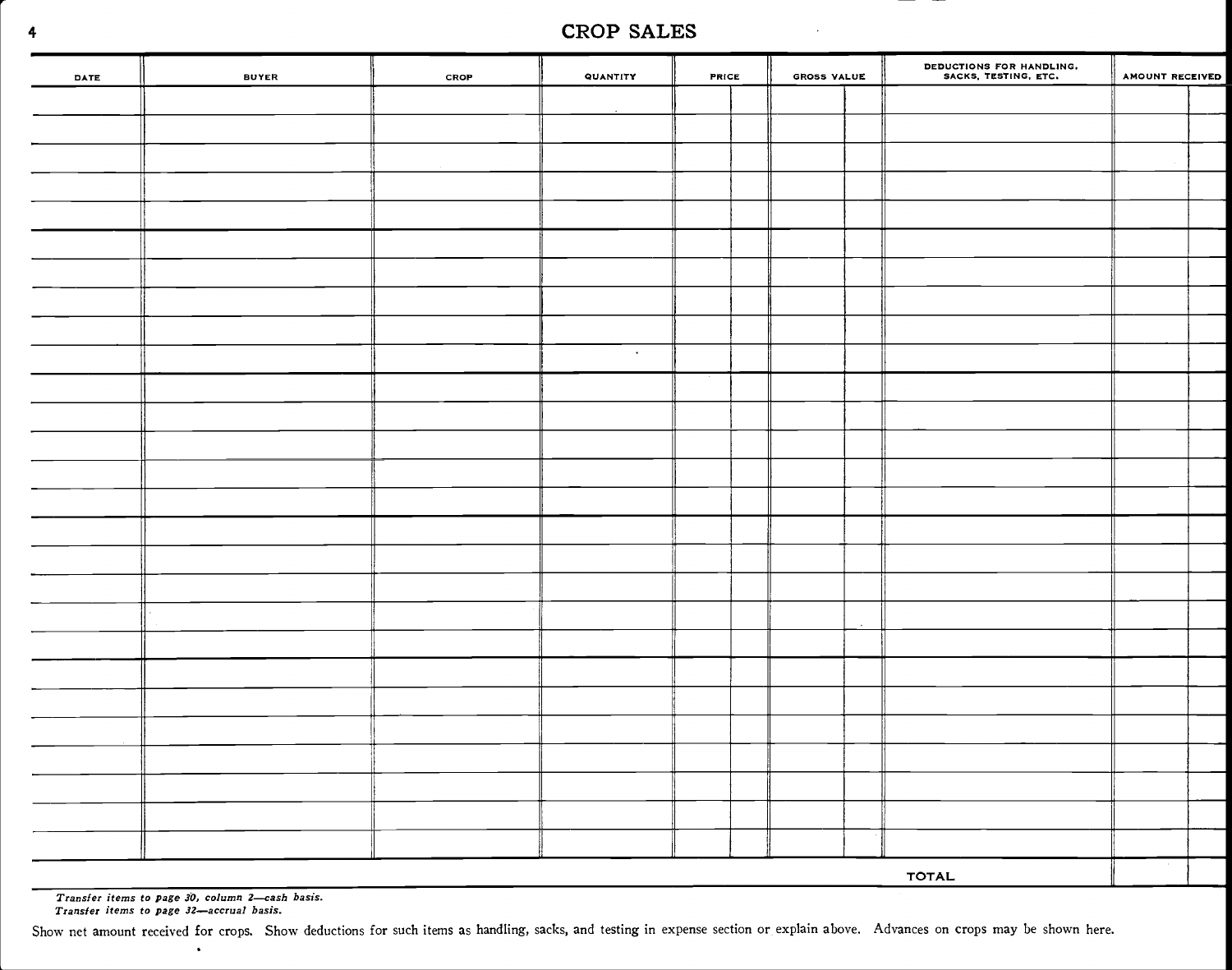# CROP SALES

| DATE | BUYER | CROP | QUANTITY | PRICE | | GROSS VALUE | | DEDUCTIONS FOR HANDLING, SACKS, TESTING, ETC. | AMOUNT RECEIVED | |
|---|---|---|---|---|---|---|---|---|---|---|
| | | | | | | | | | | |
| | | | | | | | | | | |
| | | | | | | | | | | |
| | | | | | | | | | | |
| | | | | | | | | | | |
| | | | | | | | | | | |
| | | | | | | | | | | |
| | | | | | | | | | | |
| | | | | | | | | | | |
| | | | | | | | | | | |
| | | | | | | | | | | |
| | | | | | | | | | | |
| | | | | | | | | | | |
| | | | | | | | | | | |
| | | | | | | | | | | |
| | | | | | | | | | | |
| | | | | | | | | | | |
| | | | | | | | | | | |
| | | | | | | | | | | |
| | | | | | | | | | | |
| | | | | | | | | | | |
| | | | | | | | | | | |
| | | | | | | | | | | |
| | | | | | | | | | | |
| | | | | | | | | | | |
| | | | | | | | | | | |
| | | | | | | | | | | |
| | | | | | | | | TOTAL | | |

*Transfer items to page 30, column 2—cash basis.*
*Transfer items to page 32—accrual basis.*

Show net amount received for crops. Show deductions for such items as handling, sacks, and testing in expense section or explain above. Advances on crops may be shown here.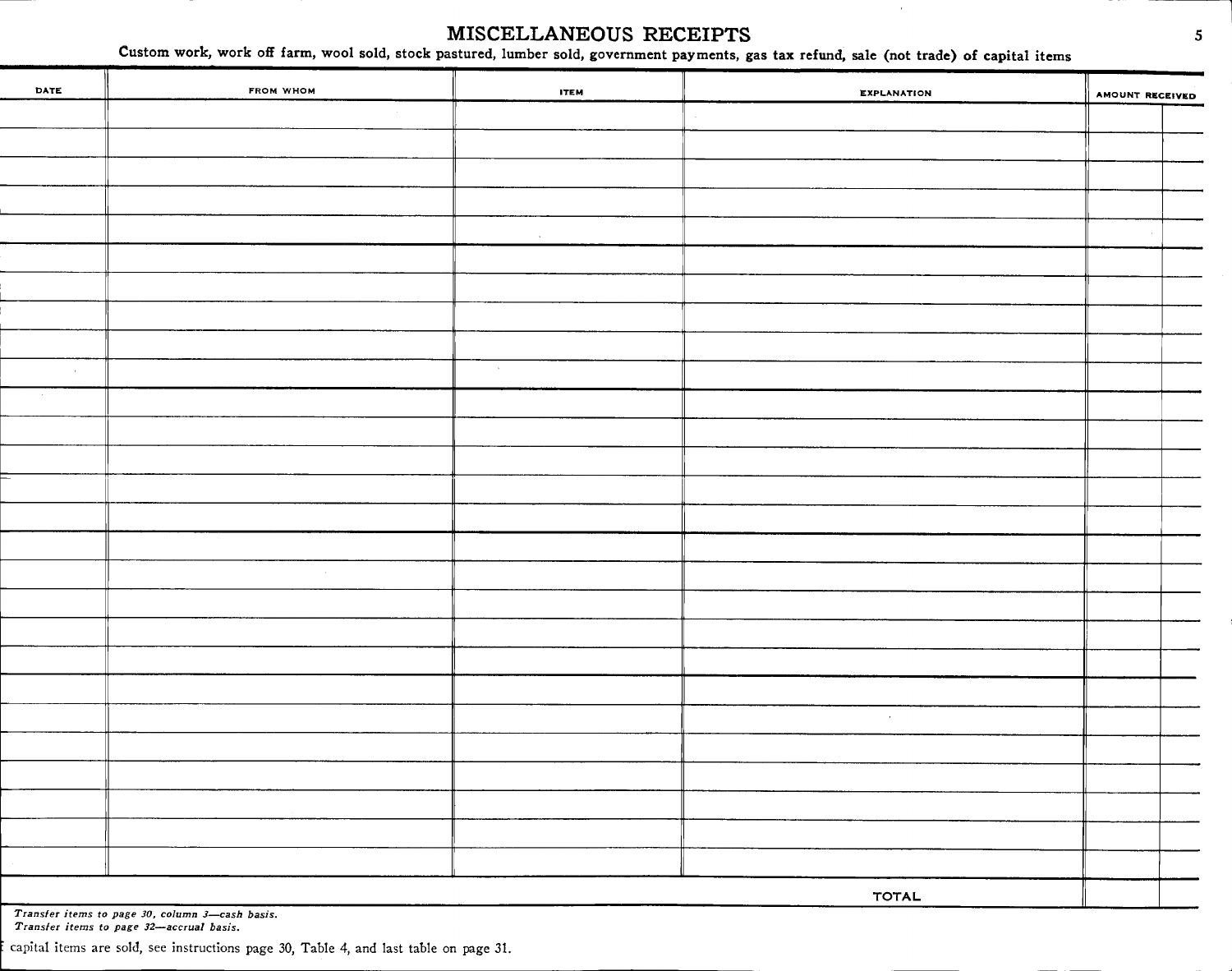# MISCELLANEOUS RECEIPTS

**Custom work, work off farm, wool sold, stock pastured, lumber sold, government payments, gas tax refund, sale (not trade) of capital items**

| DATE | FROM WHOM | ITEM | EXPLANATION | AMOUNT RECEIVED | |
|---|---|---|---|---|---|
| | | | | | |
| | | | | | |
| | | | | | |
| | | | | | |
| | | | | | |
| | | | | | |
| | | | | | |
| | | | | | |
| | | | | | |
| | | | | | |
| | | | | | |
| | | | | | |
| | | | | | |
| | | | | | |
| | | | | | |
| | | | | | |
| | | | | | |
| | | | | | |
| | | | | | |
| | | | | | |
| | | | | | |
| | | | | | |
| | | | | | |
| | | | | | |
| | | | | | |
| | | | | | |
| | | | | | |
| | | | TOTAL | | |

*Transfer items to page 30, column 3—cash basis.*
*Transfer items to page 32—accrual basis.*

capital items are sold, see instructions page 30, Table 4, and last table on page 31.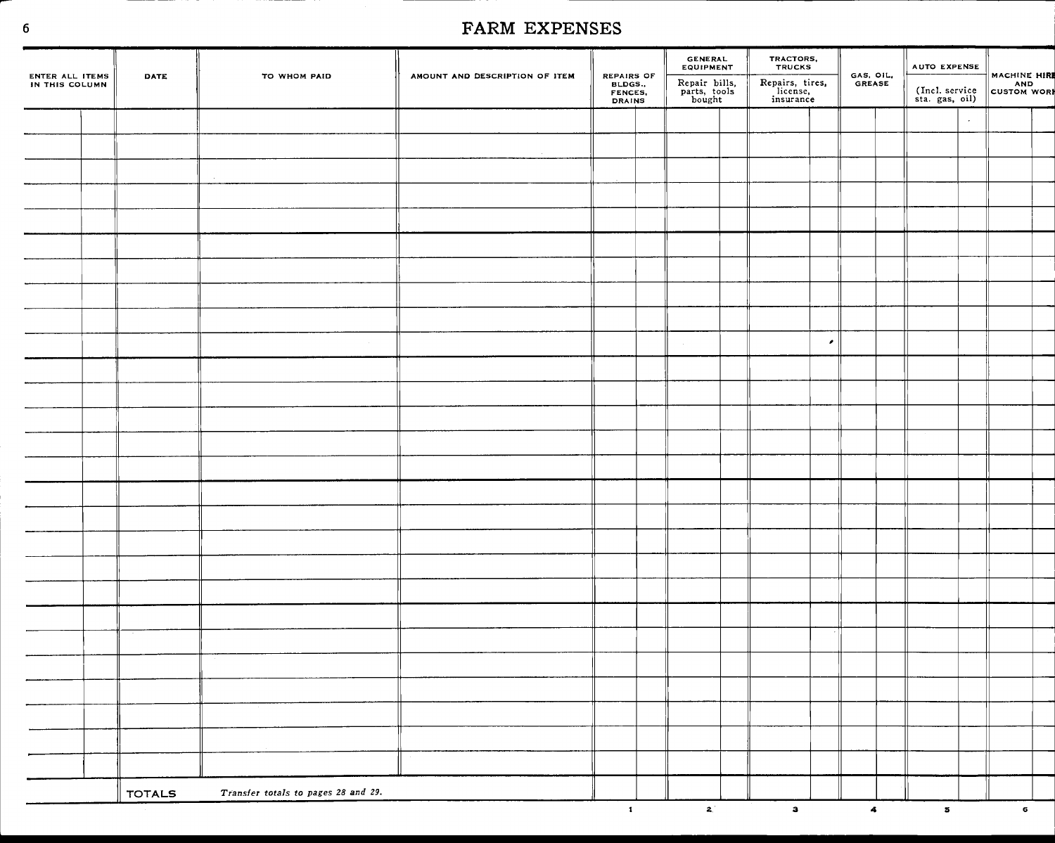# FARM EXPENSES

| ENTER ALL ITEMS IN THIS COLUMN | DATE | TO WHOM PAID | AMOUNT AND DESCRIPTION OF ITEM | REPAIRS OF BLDGS., FENCES, DRAINS | GENERAL EQUIPMENT | TRACTORS, TRUCKS | GAS, OIL, GREASE | AUTO EXPENSE | MACHINE HIRE AND CUSTOM WORK |
|---|---|---|---|---|---|---|---|---|---|
| | | | | | Repair bills, parts, tools bought | Repairs, tires, license, insurance | | (Incl. service sta. gas, oil) | |
| | | | | | | | | | |
| | | | | | | | | | |
| | | | | | | | | | |
| | | | | | | | | | |
| | | | | | | | | | |
| | | | | | | | | | |
| | | | | | | | | | |
| | | | | | | | | | |
| | | | | | | | | | |
| | | | | | | | | | |
| | | | | | | | | | |
| | | | | | | | | | |
| | | | | | | | | | |
| | | | | | | | | | |
| | | | | | | | | | |
| | | | | | | | | | |
| | | | | | | | | | |
| | | | | | | | | | |
| | | | | | | | | | |
| | | | | | | | | | |
| | | | | | | | | | |
| | | | | | | | | | |
| | | | | | | | | | |
| | | | | | | | | | |
| | | | | | | | | | |
| | | | | | | | | | |
| | TOTALS | *Transfer totals to pages 28 and 29.* | | | | | | | |
| | | | | 1 | 2 | 3 | 4 | 5 | 6 |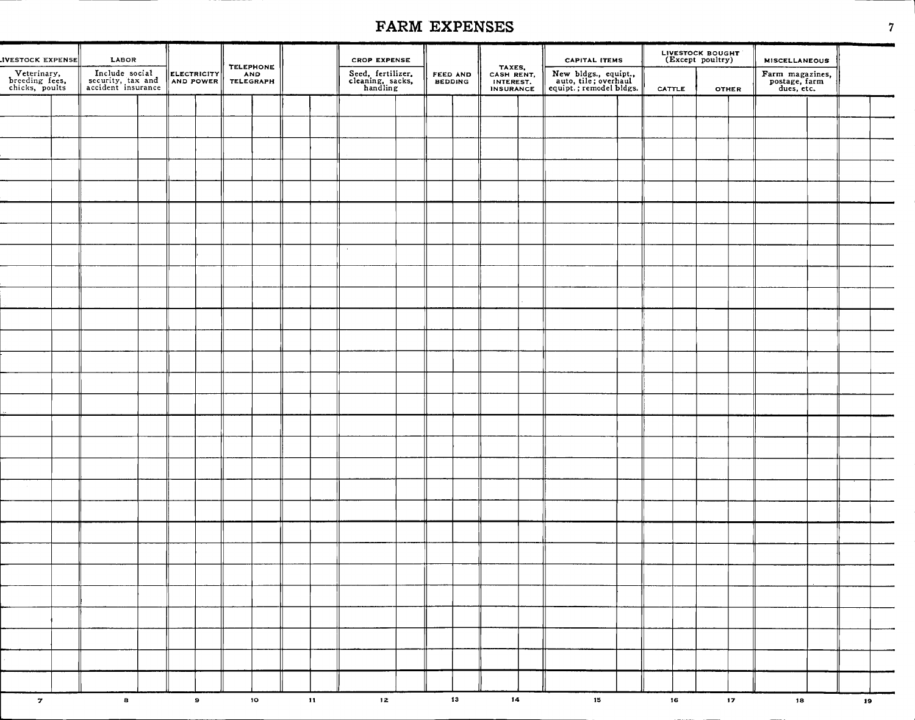# FARM EXPENSES

| LIVESTOCK EXPENSE | LABOR | ELECTRICITY AND POWER | TELEPHONE AND TELEGRAPH | | CROP EXPENSE | FEED AND BEDDING | TAXES, CASH RENT, INTEREST, INSURANCE | CAPITAL ITEMS | LIVESTOCK BOUGHT (Except poultry) | | MISCELLANEOUS | |
|---|---|---|---|---|---|---|---|---|---|---|---|---|
| Veterinary, breeding fees, chicks, poults | Include social security, tax and accident insurance | | | | Seed, fertilizer, cleaning, sacks, handling | | | New bldgs., equipt., auto, tile; overhaul equipt.; remodel bldgs. | CATTLE | OTHER | Farm magazines, postage, farm dues, etc. | |
| | | | | | | | | | | | | |
| | | | | | | | | | | | | |
| | | | | | | | | | | | | |
| | | | | | | | | | | | | |
| | | | | | | | | | | | | |
| | | | | | | | | | | | | |
| | | | | | | | | | | | | |
| | | | | | | | | | | | | |
| | | | | | | | | | | | | |
| | | | | | | | | | | | | |
| | | | | | | | | | | | | |
| | | | | | | | | | | | | |
| | | | | | | | | | | | | |
| | | | | | | | | | | | | |
| | | | | | | | | | | | | |
| | | | | | | | | | | | | |
| | | | | | | | | | | | | |
| | | | | | | | | | | | | |
| | | | | | | | | | | | | |
| | | | | | | | | | | | | |
| | | | | | | | | | | | | |
| | | | | | | | | | | | | |
| | | | | | | | | | | | | |
| | | | | | | | | | | | | |
| | | | | | | | | | | | | |
| | | | | | | | | | | | | |
| 7 | 8 | 9 | 10 | 11 | 12 | 13 | 14 | 15 | 16 | 17 | 18 | 19 |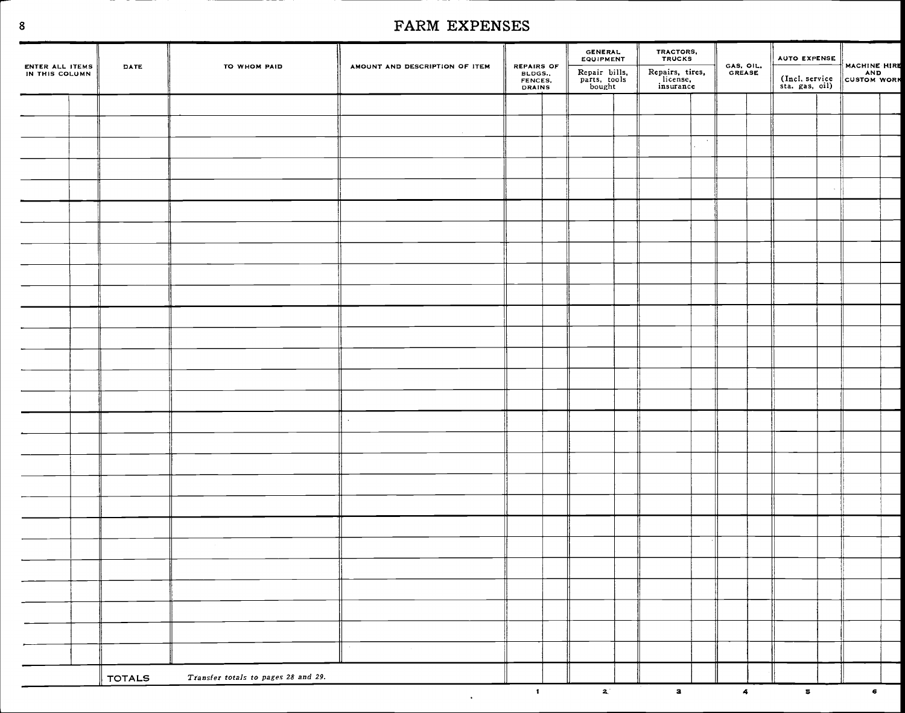# FARM EXPENSES

| ENTER ALL ITEMS IN THIS COLUMN | | DATE | TO WHOM PAID | AMOUNT AND DESCRIPTION OF ITEM | REPAIRS OF BLDGS., FENCES, DRAINS | | GENERAL EQUIPMENT Repair bills, parts, tools bought | | TRACTORS, TRUCKS Repairs, tires, license, insurance | | GAS, OIL, GREASE | | AUTO EXPENSE (Incl. service sta. gas, oil) | | MACHINE HIRE AND CUSTOM WORK | |
|---|---|---|---|---|---|---|---|---|---|---|---|---|---|---|---|---|
| | | | | | | | | | | | | | | | | |
| | | | | | | | | | | | | | | | | |
| | | | | | | | | | | | | | | | | |
| | | | | | | | | | | | | | | | | |
| | | | | | | | | | | | | | | | | |
| | | | | | | | | | | | | | | | | |
| | | | | | | | | | | | | | | | | |
| | | | | | | | | | | | | | | | | |
| | | | | | | | | | | | | | | | | |
| | | | | | | | | | | | | | | | | |
| | | | | | | | | | | | | | | | | |
| | | | | | | | | | | | | | | | | |
| | | | | | | | | | | | | | | | | |
| | | | | | | | | | | | | | | | | |
| | | | | | | | | | | | | | | | | |
| | | | | | | | | | | | | | | | | |
| | | | | | | | | | | | | | | | | |
| | | | | | | | | | | | | | | | | |
| | | | | | | | | | | | | | | | | |
| | | | | | | | | | | | | | | | | |
| | | | | | | | | | | | | | | | | |
| | | | | | | | | | | | | | | | | |
| | | | | | | | | | | | | | | | | |
| | | | | | | | | | | | | | | | | |
| | | | | | | | | | | | | | | | | |
| | | | | | | | | | | | | | | | | |
| | | | | | | | | | | | | | | | | |
| | | TOTALS | *Transfer totals to pages 28 and 29.* | | | | | | | | | | | | | |
| | | | | | 1 | | 2 | | 3 | | 4 | | 5 | | 6 | |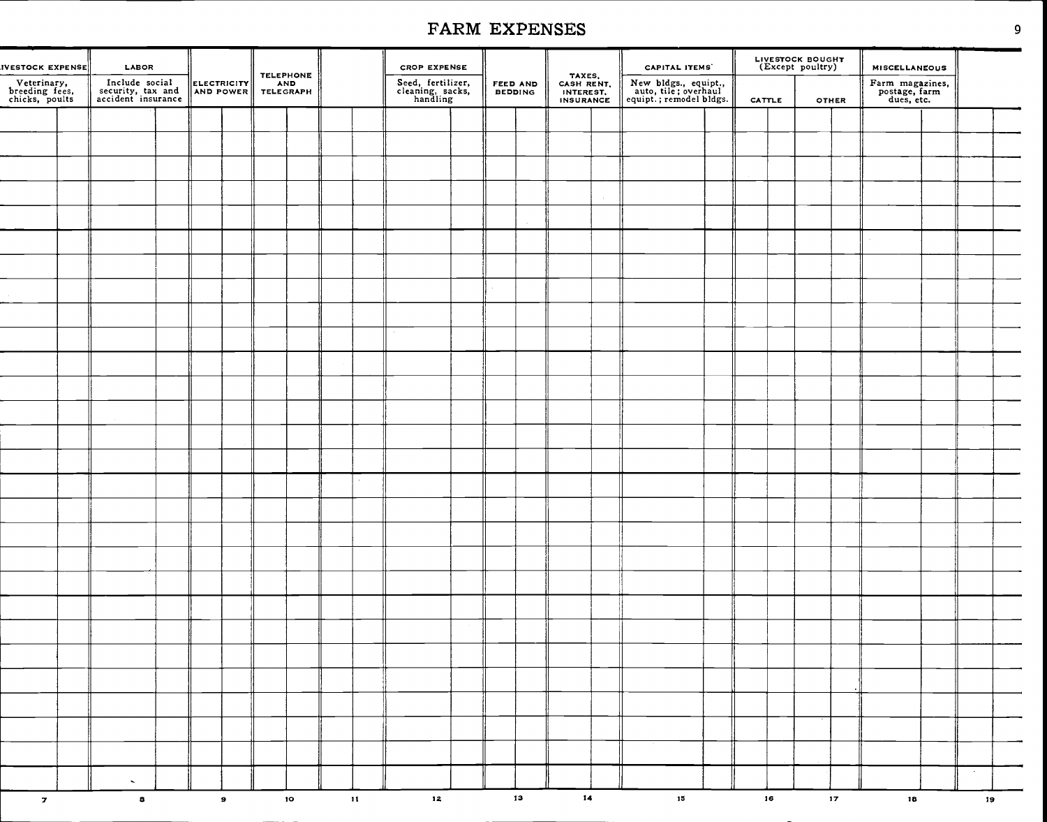# FARM EXPENSES

| LIVESTOCK EXPENSE Veterinary, breeding fees, chicks, poults | LABOR Include social security, tax and accident insurance | ELECTRICITY AND POWER | TELEPHONE AND TELEGRAPH | | CROP EXPENSE Seed, fertilizer, cleaning, sacks, handling | FEED AND BEDDING | TAXES, CASH RENT, INTEREST, INSURANCE | CAPITAL ITEMS* New bldgs., equipt., auto, tile; overhaul equipt.; remodel bldgs. | LIVESTOCK BOUGHT (Except poultry) | | MISCELLANEOUS Farm magazines, postage, farm dues, etc. | |
|---|---|---|---|---|---|---|---|---|---|---|---|---|
| | | | | | | | | | CATTLE | OTHER | | |
| | | | | | | | | | | | | |
| | | | | | | | | | | | | |
| | | | | | | | | | | | | |
| | | | | | | | | | | | | |
| | | | | | | | | | | | | |
| | | | | | | | | | | | | |
| | | | | | | | | | | | | |
| | | | | | | | | | | | | |
| | | | | | | | | | | | | |
| | | | | | | | | | | | | |
| | | | | | | | | | | | | |
| | | | | | | | | | | | | |
| | | | | | | | | | | | | |
| | | | | | | | | | | | | |
| | | | | | | | | | | | | |
| | | | | | | | | | | | | |
| | | | | | | | | | | | | |
| | | | | | | | | | | | | |
| | | | | | | | | | | | | |
| | | | | | | | | | | | | |
| | | | | | | | | | | | | |
| | | | | | | | | | | | | |
| | | | | | | | | | | | | |
| | | | | | | | | | | | | |
| | | | | | | | | | | | | |
| | | | | | | | | | | | | |
| 7 | 8 | 9 | 10 | 11 | 12 | 13 | 14 | 15 | 16 | 17 | 18 | 19 |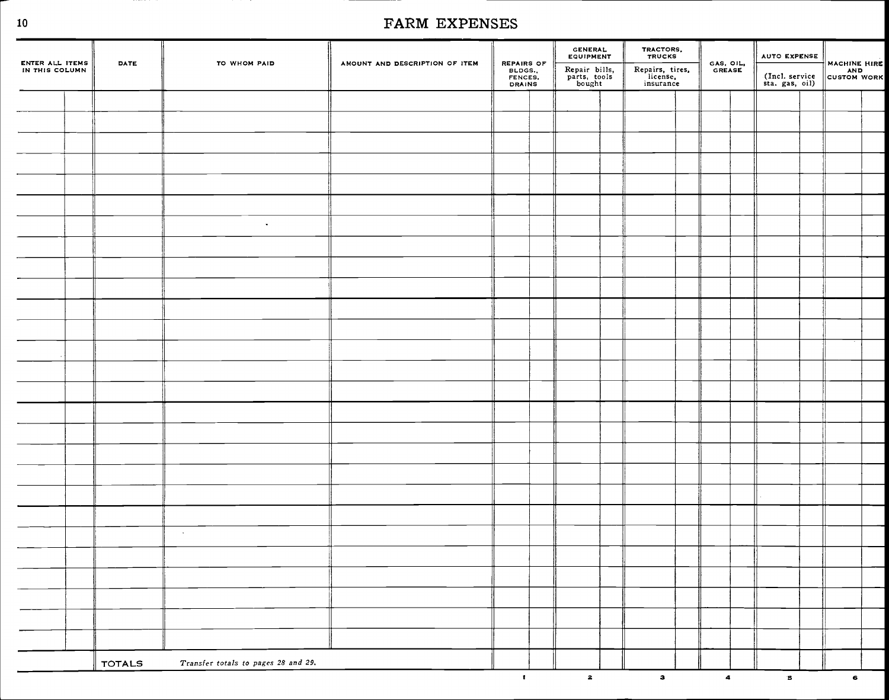# FARM EXPENSES

| ENTER ALL ITEMS IN THIS COLUMN | DATE | TO WHOM PAID | AMOUNT AND DESCRIPTION OF ITEM | REPAIRS OF BLDGS., FENCES, DRAINS | GENERAL EQUIPMENT Repair bills, parts, tools bought | TRACTORS, TRUCKS Repairs, tires, license, insurance | GAS, OIL, GREASE | AUTO EXPENSE (Incl. service sta. gas, oil) | MACHINE HIRE AND CUSTOM WORK |
|---|---|---|---|---|---|---|---|---|---|
| | | | | | | | | | |
| | | | | | | | | | |
| | | | | | | | | | |
| | | | | | | | | | |
| | | | | | | | | | |
| | | | | | | | | | |
| | | | | | | | | | |
| | | | | | | | | | |
| | | | | | | | | | |
| | | | | | | | | | |
| | | | | | | | | | |
| | | | | | | | | | |
| | | | | | | | | | |
| | | | | | | | | | |
| | | | | | | | | | |
| | | | | | | | | | |
| | | | | | | | | | |
| | | | | | | | | | |
| | | | | | | | | | |
| | | | | | | | | | |
| | | | | | | | | | |
| | | | | | | | | | |
| | | | | | | | | | |
| | | | | | | | | | |
| | | | | | | | | | |
| | | | | | | | | | |
| | | | | | | | | | |
| | TOTALS | *Transfer totals to pages 28 and 29.* | | | | | | | |
| | | | | 1 | 2 | 3 | 4 | 5 | 6 |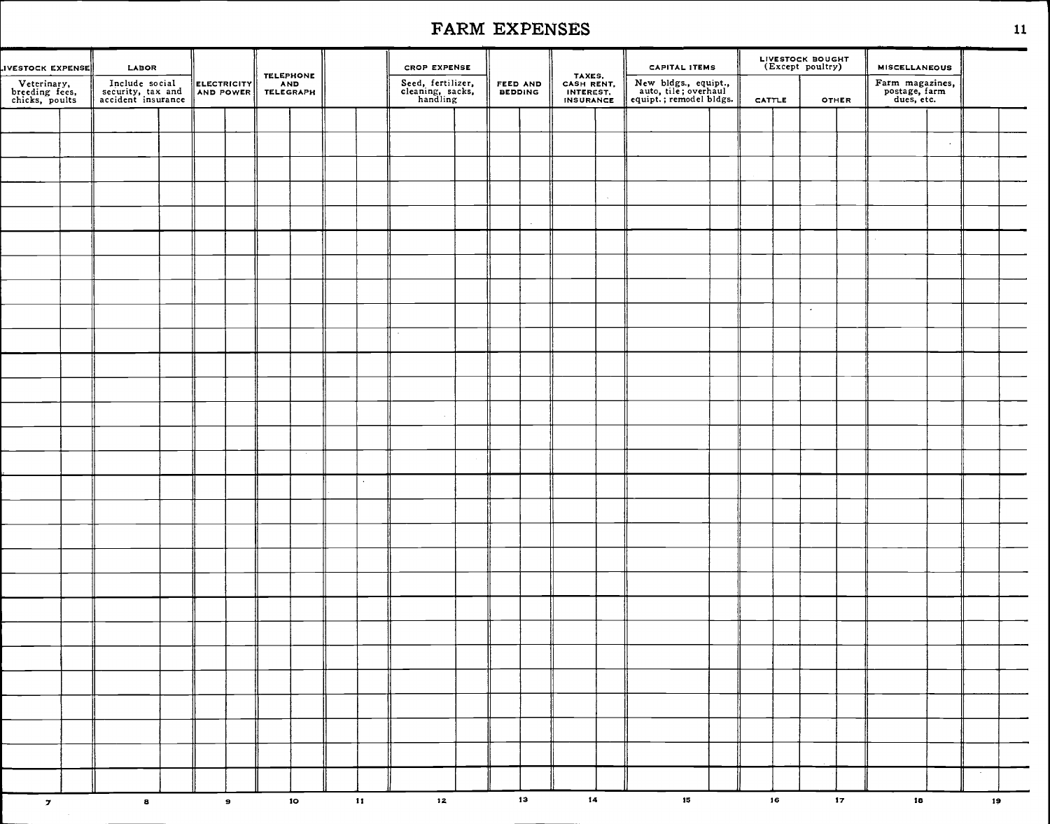# FARM EXPENSES

| LIVESTOCK EXPENSE<br>Veterinary, breeding fees, chicks, poults | LABOR<br>Include social security, tax and accident insurance | ELECTRICITY AND POWER | TELEPHONE AND TELEGRAPH | | CROP EXPENSE<br>Seed, fertilizer, cleaning, sacks, handling | FEED AND BEDDING | TAXES, CASH RENT, INTEREST, INSURANCE | CAPITAL ITEMS<br>New bldgs., equipt., auto, tile; overhaul equipt.; remodel bldgs. | LIVESTOCK BOUGHT (Except poultry)<br>CATTLE | <br>OTHER | MISCELLANEOUS<br>Farm magazines, postage, farm dues, etc. | |
|---|---|---|---|---|---|---|---|---|---|---|---|---|
| | | | | | | | | | | | | |
| | | | | | | | | | | | | |
| | | | | | | | | | | | | |
| | | | | | | | | | | | | |
| | | | | | | | | | | | | |
| | | | | | | | | | | | | |
| | | | | | | | | | | | | |
| | | | | | | | | | | | | |
| | | | | | | | | | | | | |
| | | | | | | | | | | | | |
| | | | | | | | | | | | | |
| | | | | | | | | | | | | |
| | | | | | | | | | | | | |
| | | | | | | | | | | | | |
| | | | | | | | | | | | | |
| | | | | | | | | | | | | |
| | | | | | | | | | | | | |
| | | | | | | | | | | | | |
| | | | | | | | | | | | | |
| | | | | | | | | | | | | |
| | | | | | | | | | | | | |
| | | | | | | | | | | | | |
| | | | | | | | | | | | | |
| | | | | | | | | | | | | |
| | | | | | | | | | | | | |
| | | | | | | | | | | | | |
| | | | | | | | | | | | | |
| 7 | 8 | 9 | 10 | 11 | 12 | 13 | 14 | 15 | 16 | 17 | 18 | 19 |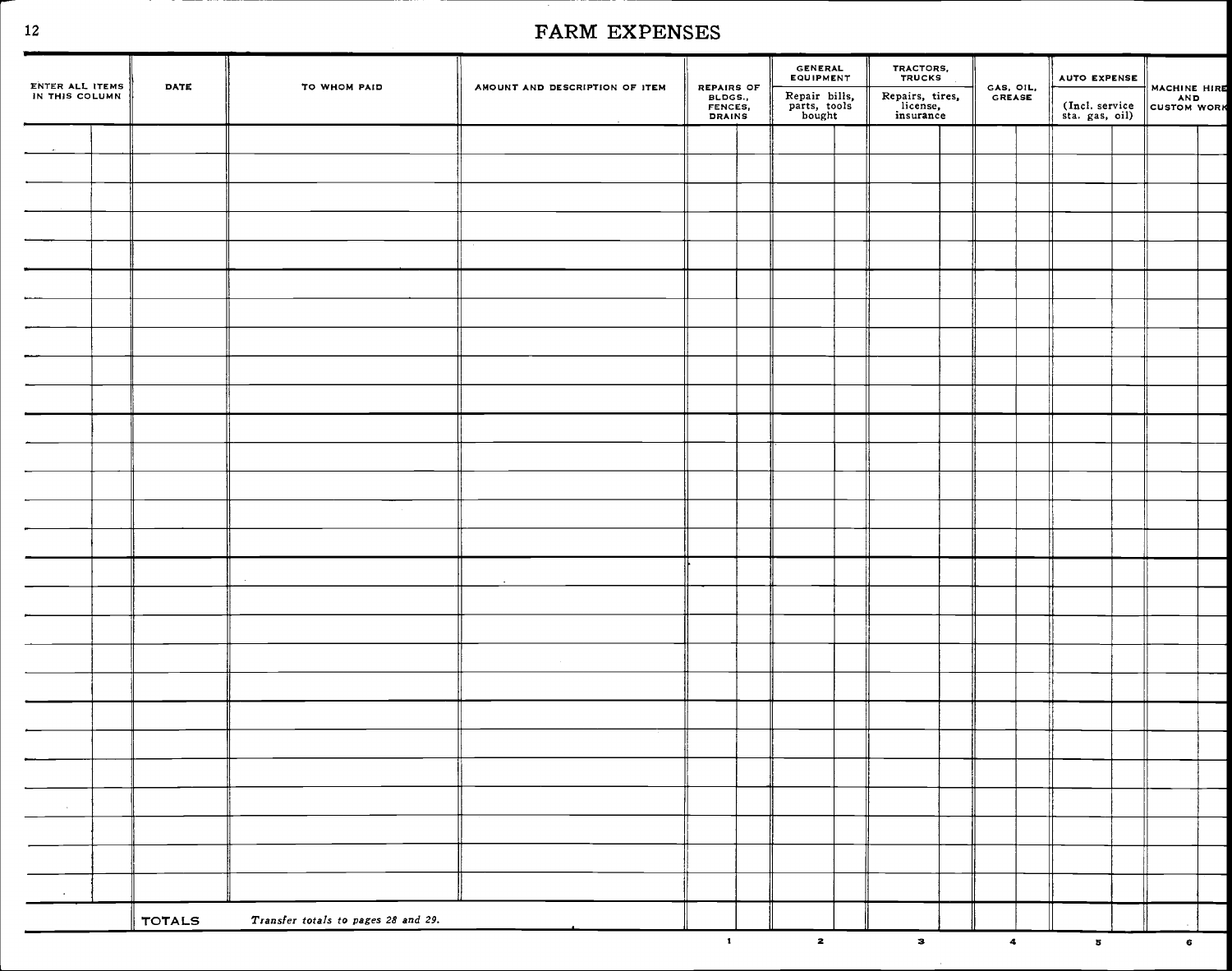# FARM EXPENSES

| ENTER ALL ITEMS IN THIS COLUMN | DATE | TO WHOM PAID | AMOUNT AND DESCRIPTION OF ITEM | REPAIRS OF BLDGS., FENCES, DRAINS | GENERAL EQUIPMENT Repair bills, parts, tools bought | TRACTORS, TRUCKS Repairs, tires, license, insurance | GAS, OIL, GREASE | AUTO EXPENSE (Incl. service sta. gas, oil) | MACHINE HIRE AND CUSTOM WORK |
|---|---|---|---|---|---|---|---|---|---|
| | | | | | | | | | |
| | | | | | | | | | |
| | | | | | | | | | |
| | | | | | | | | | |
| | | | | | | | | | |
| | | | | | | | | | |
| | | | | | | | | | |
| | | | | | | | | | |
| | | | | | | | | | |
| | | | | | | | | | |
| | | | | | | | | | |
| | | | | | | | | | |
| | | | | | | | | | |
| | | | | | | | | | |
| | | | | | | | | | |
| | | | | | | | | | |
| | | | | | | | | | |
| | | | | | | | | | |
| | | | | | | | | | |
| | | | | | | | | | |
| | | | | | | | | | |
| | | | | | | | | | |
| | | | | | | | | | |
| | | | | | | | | | |
| | | | | | | | | | |
| | | | | | | | | | |
| | | | | | | | | | |
| | TOTALS | *Transfer totals to pages 28 and 29.* | | | | | | | |
| | | | | 1 | 2 | 3 | 4 | 5 | 6 |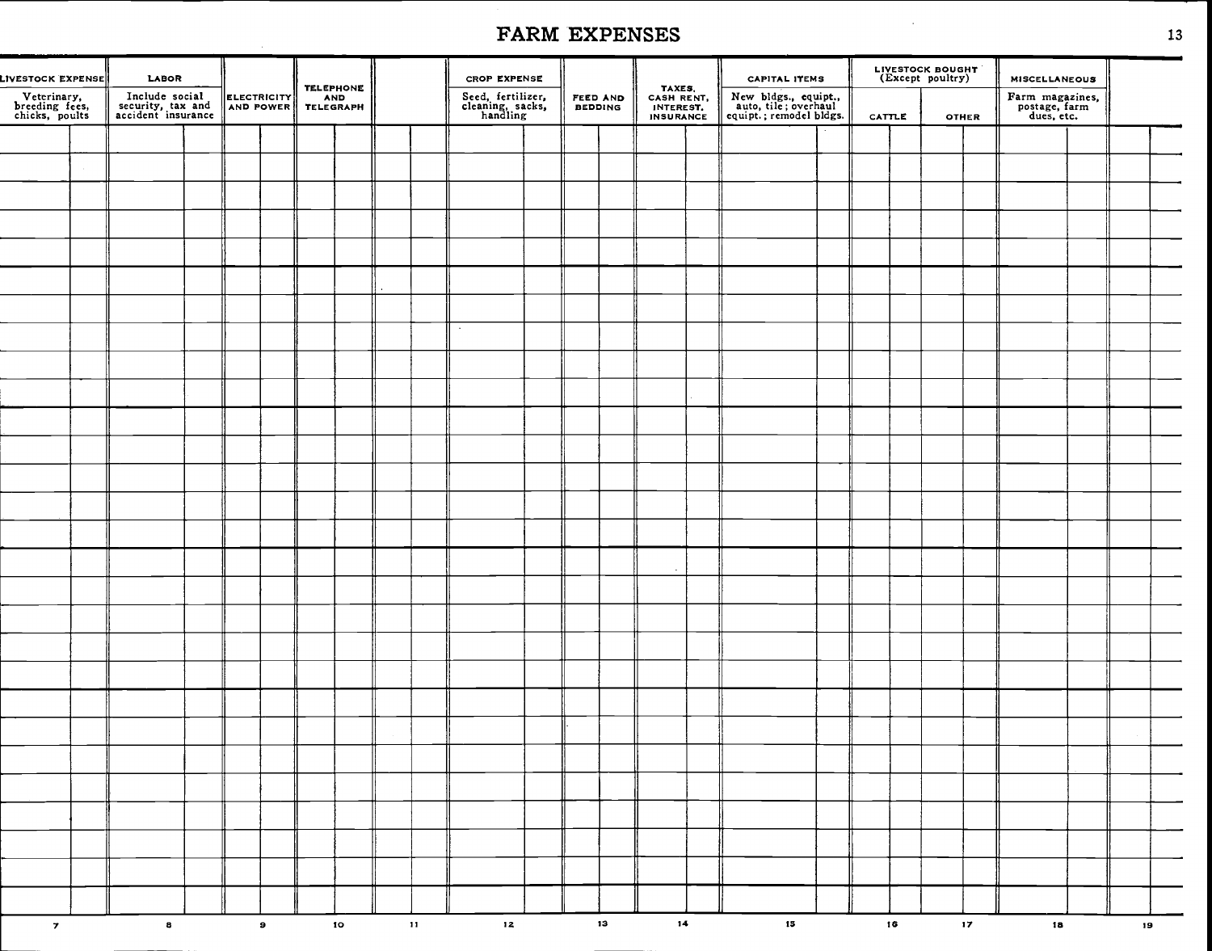# FARM EXPENSES

| LIVESTOCK EXPENSE Veterinary, breeding fees, chicks, poults | LABOR Include social security, tax and accident insurance | ELECTRICITY AND POWER | TELEPHONE AND TELEGRAPH | | CROP EXPENSE Seed, fertilizer, cleaning, sacks, handling | FEED AND BEDDING | TAXES, CASH RENT, INTEREST, INSURANCE | CAPITAL ITEMS New bldgs., equipt., auto, tile; overhaul equipt.; remodel bldgs. | LIVESTOCK BOUGHT (Except poultry) CATTLE | OTHER | MISCELLANEOUS Farm magazines, postage, farm dues, etc. | |
|---|---|---|---|---|---|---|---|---|---|---|---|---|
| | | | | | | | | | | | | |
| | | | | | | | | | | | | |
| | | | | | | | | | | | | |
| | | | | | | | | | | | | |
| | | | | | | | | | | | | |
| | | | | | | | | | | | | |
| | | | | | | | | | | | | |
| | | | | | | | | | | | | |
| | | | | | | | | | | | | |
| | | | | | | | | | | | | |
| | | | | | | | | | | | | |
| | | | | | | | | | | | | |
| | | | | | | | | | | | | |
| | | | | | | | | | | | | |
| | | | | | | | | | | | | |
| | | | | | | | | | | | | |
| | | | | | | | | | | | | |
| | | | | | | | | | | | | |
| | | | | | | | | | | | | |
| | | | | | | | | | | | | |
| | | | | | | | | | | | | |
| | | | | | | | | | | | | |
| | | | | | | | | | | | | |
| | | | | | | | | | | | | |
| | | | | | | | | | | | | |
| | | | | | | | | | | | | |
| 7 | 8 | 9 | 10 | 11 | 12 | 13 | 14 | 15 | 16 | 17 | 18 | 19 |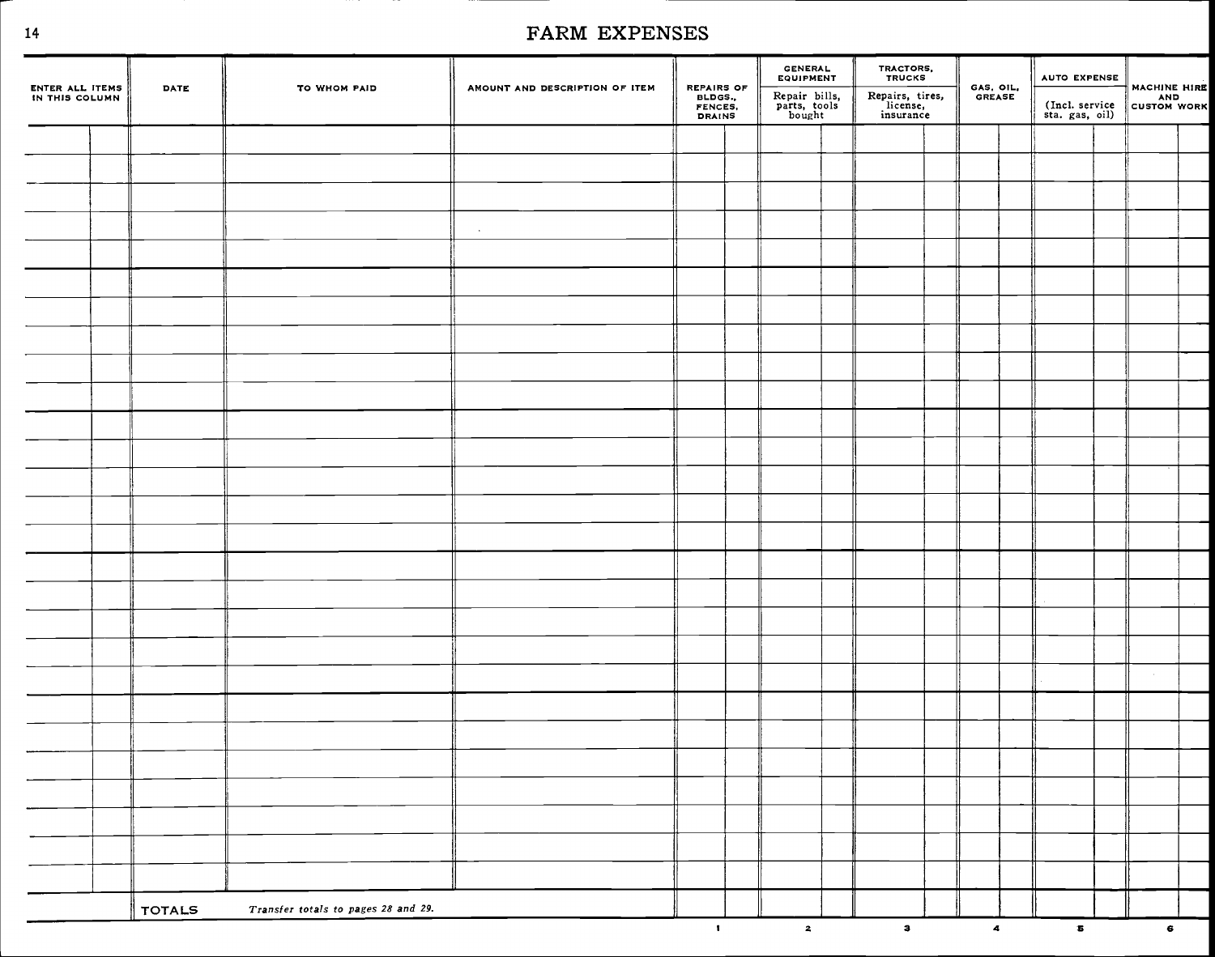# FARM EXPENSES

| ENTER ALL ITEMS IN THIS COLUMN | | DATE | TO WHOM PAID | AMOUNT AND DESCRIPTION OF ITEM | REPAIRS OF BLDGS., FENCES, DRAINS | | GENERAL EQUIPMENT Repair bills, parts, tools bought | | TRACTORS, TRUCKS Repairs, tires, license, insurance | | GAS, OIL, GREASE | | AUTO EXPENSE (Incl. service sta. gas, oil) | | MACHINE HIRE AND CUSTOM WORK | |
|---|---|---|---|---|---|---|---|---|---|---|---|---|---|---|---|---|
| | | | | | | | | | | | | | | | | |
| | | | | | | | | | | | | | | | | |
| | | | | | | | | | | | | | | | | |
| | | | | | | | | | | | | | | | | |
| | | | | | | | | | | | | | | | | |
| | | | | | | | | | | | | | | | | |
| | | | | | | | | | | | | | | | | |
| | | | | | | | | | | | | | | | | |
| | | | | | | | | | | | | | | | | |
| | | | | | | | | | | | | | | | | |
| | | | | | | | | | | | | | | | | |
| | | | | | | | | | | | | | | | | |
| | | | | | | | | | | | | | | | | |
| | | | | | | | | | | | | | | | | |
| | | | | | | | | | | | | | | | | |
| | | | | | | | | | | | | | | | | |
| | | | | | | | | | | | | | | | | |
| | | | | | | | | | | | | | | | | |
| | | | | | | | | | | | | | | | | |
| | | | | | | | | | | | | | | | | |
| | | | | | | | | | | | | | | | | |
| | | | | | | | | | | | | | | | | |
| | | | | | | | | | | | | | | | | |
| | | | | | | | | | | | | | | | | |
| | | | | | | | | | | | | | | | | |
| | | | | | | | | | | | | | | | | |
| | | | | | | | | | | | | | | | | |
| | | TOTALS | *Transfer totals to pages 28 and 29.* | | | | | | | | | | | | | |
| | | | | | 1 | | 2 | | 3 | | 4 | | 5 | | 6 | |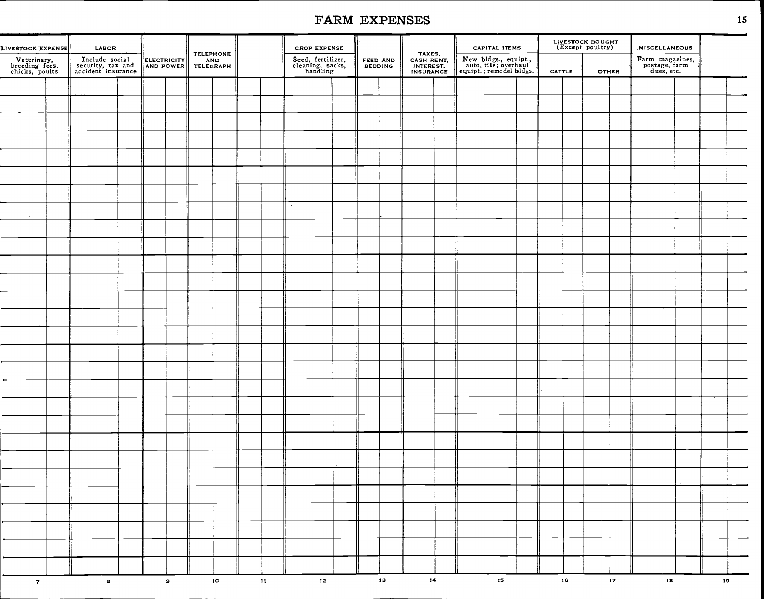# FARM EXPENSES

| LIVESTOCK EXPENSE<br>Veterinary, breeding fees, chicks, poults | LABOR<br>Include social security, tax and accident insurance | ELECTRICITY AND POWER | TELEPHONE AND TELEGRAPH | | CROP EXPENSE<br>Seed, fertilizer, cleaning, sacks, handling | FEED AND BEDDING | TAXES, CASH RENT, INTEREST, INSURANCE | CAPITAL ITEMS<br>New bldgs., equipt., auto, tile; overhaul equipt.; remodel bldgs. | LIVESTOCK BOUGHT (Except poultry)<br>CATTLE | <br>OTHER | MISCELLANEOUS<br>Farm magazines, postage, farm dues, etc. | |
|---|---|---|---|---|---|---|---|---|---|---|---|---|
| | | | | | | | | | | | | |
| | | | | | | | | | | | | |
| | | | | | | | | | | | | |
| | | | | | | | | | | | | |
| | | | | | | | | | | | | |
| | | | | | | | | | | | | |
| | | | | | | | | | | | | |
| | | | | | | | | | | | | |
| | | | | | | | | | | | | |
| | | | | | | | | | | | | |
| | | | | | | | | | | | | |
| | | | | | | | | | | | | |
| | | | | | | | | | | | | |
| | | | | | | | | | | | | |
| | | | | | | | | | | | | |
| | | | | | | | | | | | | |
| | | | | | | | | | | | | |
| | | | | | | | | | | | | |
| | | | | | | | | | | | | |
| | | | | | | | | | | | | |
| | | | | | | | | | | | | |
| | | | | | | | | | | | | |
| | | | | | | | | | | | | |
| | | | | | | | | | | | | |
| | | | | | | | | | | | | |
| | | | | | | | | | | | | |
| 7 | 8 | 9 | 10 | 11 | 12 | 13 | 14 | 15 | 16 | 17 | 18 | 19 |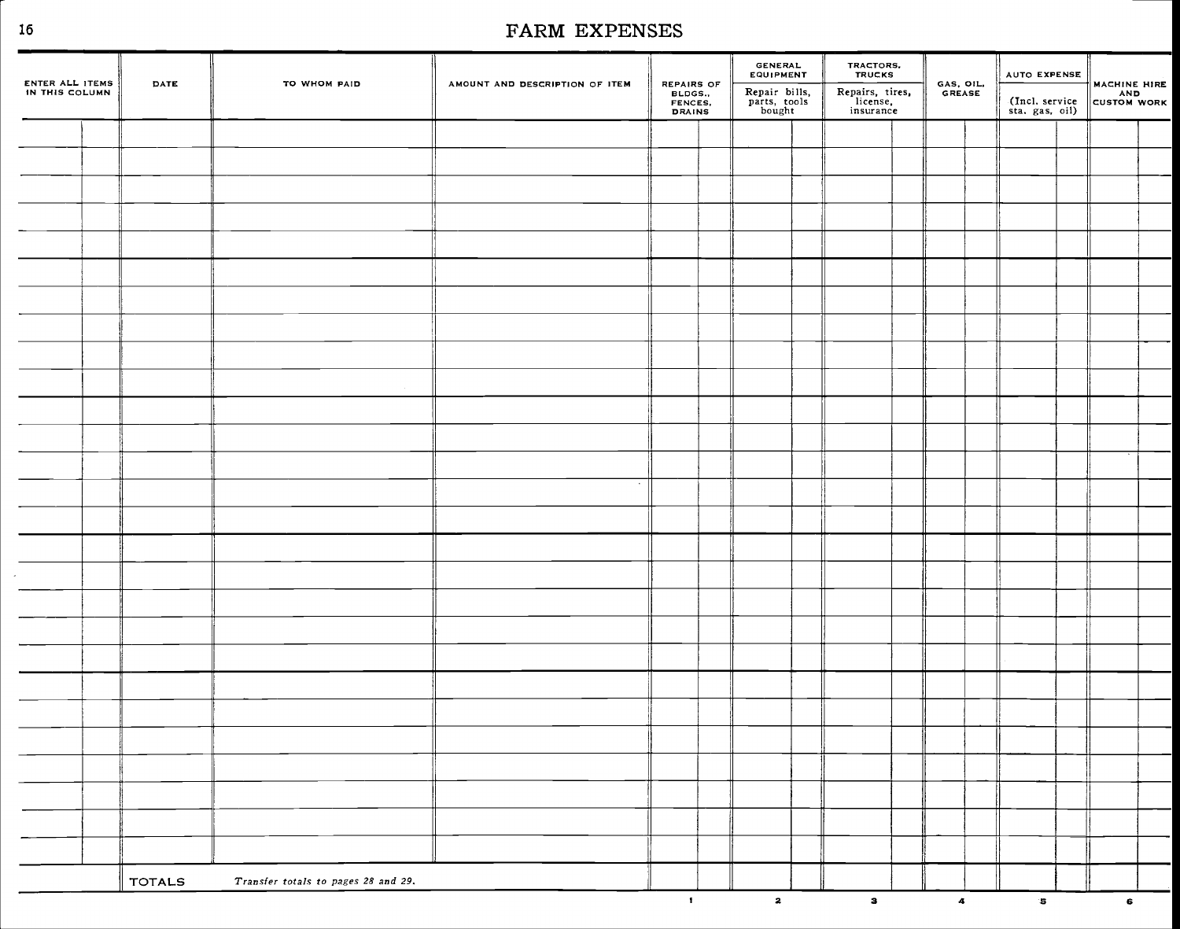# FARM EXPENSES

| ENTER ALL ITEMS IN THIS COLUMN | DATE | TO WHOM PAID | AMOUNT AND DESCRIPTION OF ITEM | REPAIRS OF BLDGS., FENCES, DRAINS | GENERAL EQUIPMENT Repair bills, parts, tools bought | TRACTORS, TRUCKS Repairs, tires, license, insurance | GAS, OIL, GREASE | AUTO EXPENSE (Incl. service sta. gas, oil) | MACHINE HIRE AND CUSTOM WORK |
|---|---|---|---|---|---|---|---|---|---|
| | | | | | | | | | |
| | | | | | | | | | |
| | | | | | | | | | |
| | | | | | | | | | |
| | | | | | | | | | |
| | | | | | | | | | |
| | | | | | | | | | |
| | | | | | | | | | |
| | | | | | | | | | |
| | | | | | | | | | |
| | | | | | | | | | |
| | | | | | | | | | |
| | | | | | | | | | |
| | | | | | | | | | |
| | | | | | | | | | |
| | | | | | | | | | |
| | | | | | | | | | |
| | | | | | | | | | |
| | | | | | | | | | |
| | | | | | | | | | |
| | | | | | | | | | |
| | | | | | | | | | |
| | | | | | | | | | |
| | | | | | | | | | |
| | | | | | | | | | |
| | | | | | | | | | |
| | | | | | | | | | |
| | TOTALS | *Transfer totals to pages 28 and 29.* | | | | | | | |
| | | | | 1 | 2 | 3 | 4 | 5 | 6 |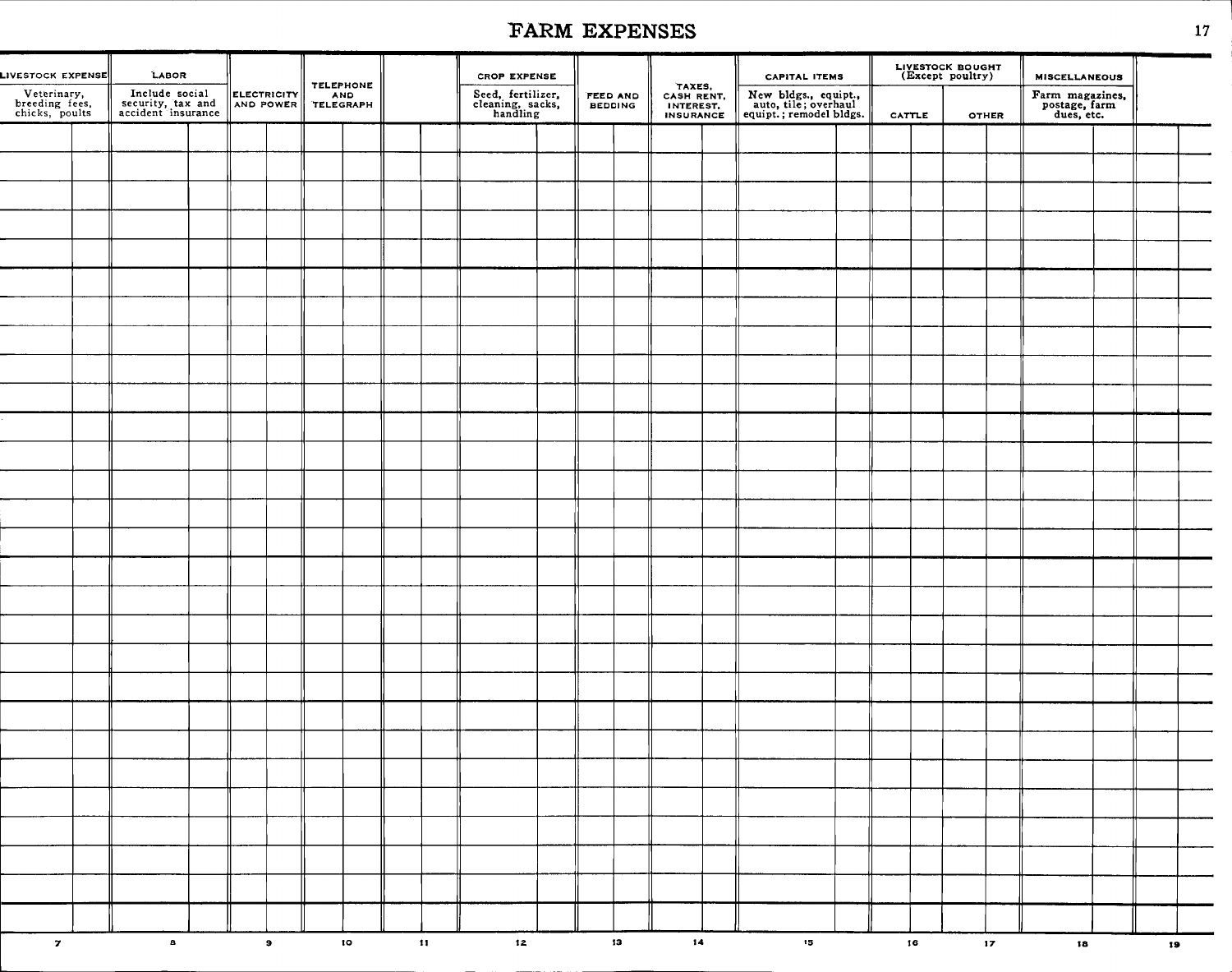# FARM EXPENSES

| LIVESTOCK EXPENSE Veterinary, breeding fees, chicks, poults | | LABOR Include social security, tax and accident insurance | | ELECTRICITY AND POWER | | TELEPHONE AND TELEGRAPH | | | | CROP EXPENSE Seed, fertilizer, cleaning, sacks, handling | | FEED AND BEDDING | | TAXES, CASH RENT, INTEREST, INSURANCE | | CAPITAL ITEMS New bldgs., equipt., auto, tile; overhaul equipt.; remodel bldgs. | | LIVESTOCK BOUGHT (Except poultry) CATTLE | | OTHER | | MISCELLANEOUS Farm magazines, postage, farm dues, etc. | | | |
|---|---|---|---|---|---|---|---|---|---|---|---|---|---|---|---|---|---|---|---|---|---|---|---|---|---|
| | | | | | | | | | | | | | | | | | | | | | | | | | |
| | | | | | | | | | | | | | | | | | | | | | | | | | |
| | | | | | | | | | | | | | | | | | | | | | | | | | |
| | | | | | | | | | | | | | | | | | | | | | | | | | |
| | | | | | | | | | | | | | | | | | | | | | | | | | |
| | | | | | | | | | | | | | | | | | | | | | | | | | |
| | | | | | | | | | | | | | | | | | | | | | | | | | |
| | | | | | | | | | | | | | | | | | | | | | | | | | |
| | | | | | | | | | | | | | | | | | | | | | | | | | |
| | | | | | | | | | | | | | | | | | | | | | | | | | |
| | | | | | | | | | | | | | | | | | | | | | | | | | |
| | | | | | | | | | | | | | | | | | | | | | | | | | |
| | | | | | | | | | | | | | | | | | | | | | | | | | |
| | | | | | | | | | | | | | | | | | | | | | | | | | |
| | | | | | | | | | | | | | | | | | | | | | | | | | |
| | | | | | | | | | | | | | | | | | | | | | | | | | |
| | | | | | | | | | | | | | | | | | | | | | | | | | |
| | | | | | | | | | | | | | | | | | | | | | | | | | |
| | | | | | | | | | | | | | | | | | | | | | | | | | |
| | | | | | | | | | | | | | | | | | | | | | | | | | |
| | | | | | | | | | | | | | | | | | | | | | | | | | |
| | | | | | | | | | | | | | | | | | | | | | | | | | |
| | | | | | | | | | | | | | | | | | | | | | | | | | |
| | | | | | | | | | | | | | | | | | | | | | | | | | |
| | | | | | | | | | | | | | | | | | | | | | | | | | |
| | | | | | | | | | | | | | | | | | | | | | | | | | |
| | | | | | | | | | | | | | | | | | | | | | | | | | |
| 7 | | 8 | | 9 | | 10 | | 11 | | 12 | | 13 | | 14 | | 15 | | 16 | | 17 | | 18 | | 19 | |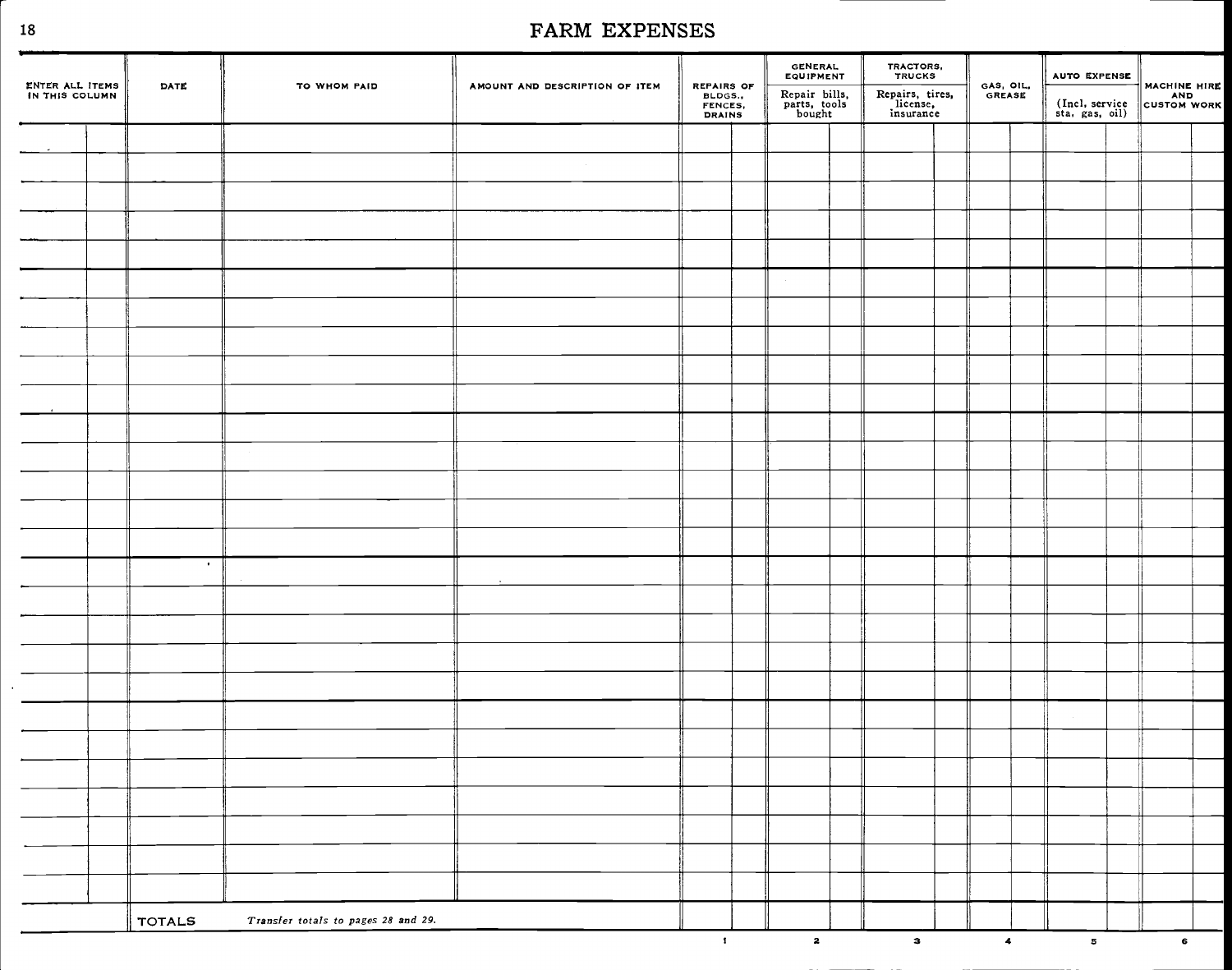# FARM EXPENSES

| ENTER ALL ITEMS IN THIS COLUMN | DATE | TO WHOM PAID | AMOUNT AND DESCRIPTION OF ITEM | REPAIRS OF BLDGS., FENCES, DRAINS | GENERAL EQUIPMENT Repair bills, parts, tools bought | TRACTORS, TRUCKS Repairs, tires, license, insurance | GAS, OIL, GREASE | AUTO EXPENSE (Incl. service sta. gas, oil) | MACHINE HIRE AND CUSTOM WORK |
|---|---|---|---|---|---|---|---|---|---|
| | | | | | | | | | |
| | | | | | | | | | |
| | | | | | | | | | |
| | | | | | | | | | |
| | | | | | | | | | |
| | | | | | | | | | |
| | | | | | | | | | |
| | | | | | | | | | |
| | | | | | | | | | |
| | | | | | | | | | |
| | | | | | | | | | |
| | | | | | | | | | |
| | | | | | | | | | |
| | | | | | | | | | |
| | | | | | | | | | |
| | | | | | | | | | |
| | | | | | | | | | |
| | | | | | | | | | |
| | | | | | | | | | |
| | | | | | | | | | |
| | | | | | | | | | |
| | | | | | | | | | |
| | | | | | | | | | |
| | | | | | | | | | |
| | | | | | | | | | |
| | | | | | | | | | |
| | | | | | | | | | |
| | TOTALS | *Transfer totals to pages 28 and 29.* | | | | | | | |
| | | | | 1 | 2 | 3 | 4 | 5 | 6 |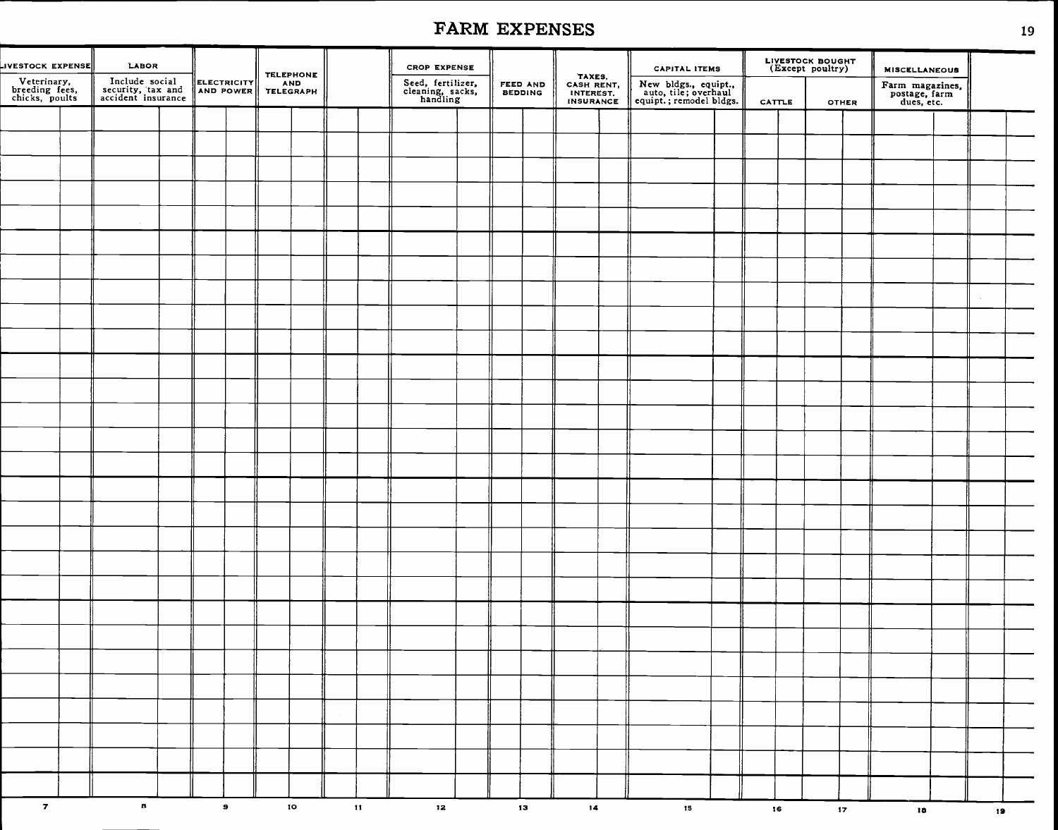# FARM EXPENSES

| LIVESTOCK EXPENSE | LABOR | | | | CROP EXPENSE | | | CAPITAL ITEMS | LIVESTOCK BOUGHT (Except poultry) | | MISCELLANEOUS | |
|---|---|---|---|---|---|---|---|---|---|---|---|---|
| Veterinary, breeding fees, chicks, poults | Include social security, tax and accident insurance | ELECTRICITY AND POWER | TELEPHONE AND TELEGRAPH | | Seed, fertilizer, cleaning, sacks, handling | FEED AND BEDDING | TAXES, CASH RENT, INTEREST, INSURANCE | New bldgs., equipt., auto, tile; overhaul equipt.; remodel bldgs. | CATTLE | OTHER | Farm magazines, postage, farm dues, etc. | |
| | | | | | | | | | | | | |
| | | | | | | | | | | | | |
| | | | | | | | | | | | | |
| | | | | | | | | | | | | |
| | | | | | | | | | | | | |
| | | | | | | | | | | | | |
| | | | | | | | | | | | | |
| | | | | | | | | | | | | |
| | | | | | | | | | | | | |
| | | | | | | | | | | | | |
| | | | | | | | | | | | | |
| | | | | | | | | | | | | |
| | | | | | | | | | | | | |
| | | | | | | | | | | | | |
| | | | | | | | | | | | | |
| | | | | | | | | | | | | |
| | | | | | | | | | | | | |
| | | | | | | | | | | | | |
| | | | | | | | | | | | | |
| | | | | | | | | | | | | |
| | | | | | | | | | | | | |
| | | | | | | | | | | | | |
| | | | | | | | | | | | | |
| | | | | | | | | | | | | |
| | | | | | | | | | | | | |
| | | | | | | | | | | | | |
| | | | | | | | | | | | | |
| 7 | 8 | 9 | 10 | 11 | 12 | 13 | 14 | 15 | 16 | 17 | 18 | 19 |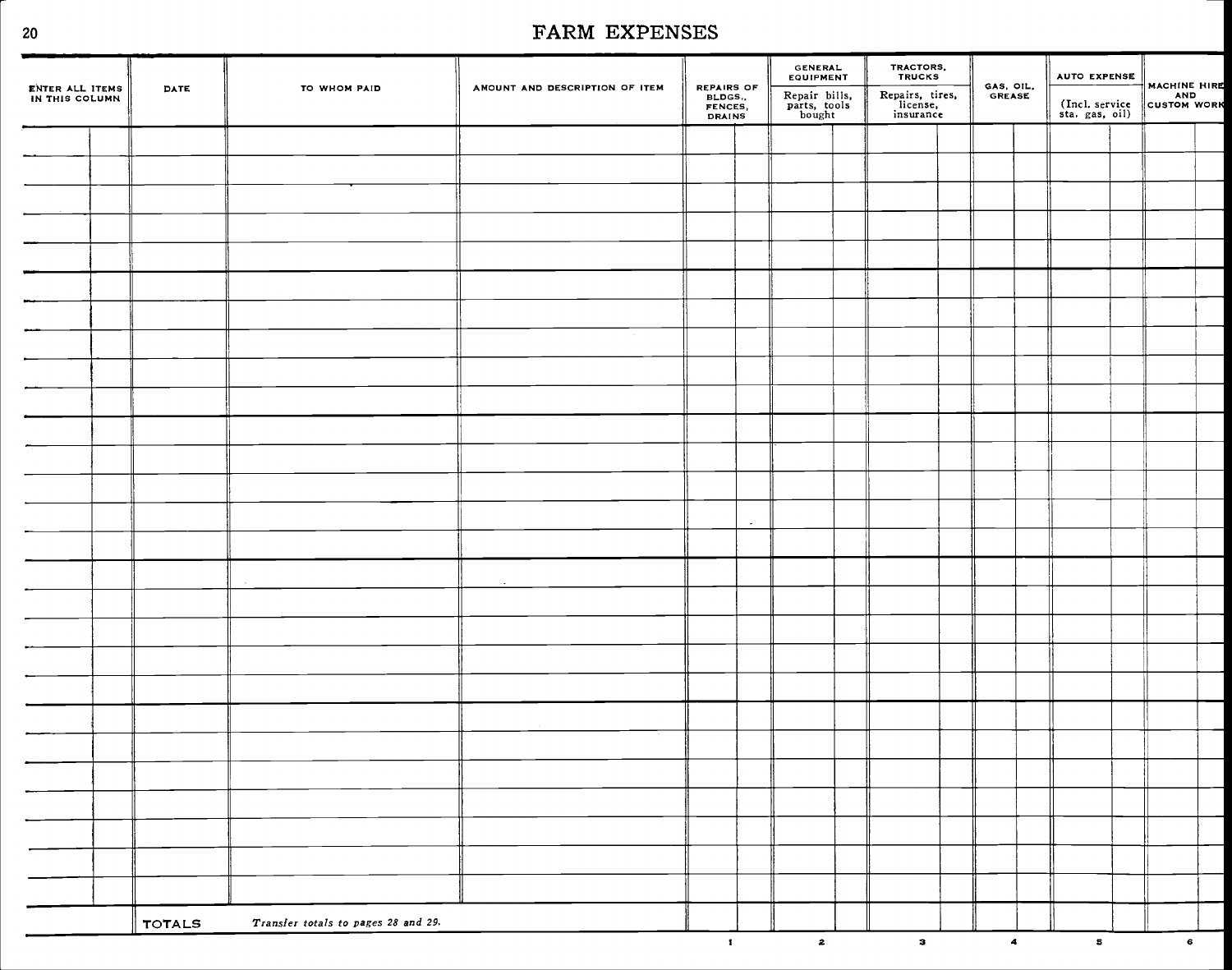# FARM EXPENSES

| ENTER ALL ITEMS IN THIS COLUMN | DATE | TO WHOM PAID | AMOUNT AND DESCRIPTION OF ITEM | REPAIRS OF BLDGS., FENCES, DRAINS | GENERAL EQUIPMENT Repair bills, parts, tools bought | TRACTORS, TRUCKS Repairs, tires, license, insurance | GAS, OIL, GREASE | AUTO EXPENSE (Incl. service sta. gas, oil) | MACHINE HIRE AND CUSTOM WORK |
|---|---|---|---|---|---|---|---|---|---|
| | | | | | | | | | |
| | | | | | | | | | |
| | | | | | | | | | |
| | | | | | | | | | |
| | | | | | | | | | |
| | | | | | | | | | |
| | | | | | | | | | |
| | | | | | | | | | |
| | | | | | | | | | |
| | | | | | | | | | |
| | | | | | | | | | |
| | | | | | | | | | |
| | | | | | | | | | |
| | | | | | | | | | |
| | | | | | | | | | |
| | | | | | | | | | |
| | | | | | | | | | |
| | | | | | | | | | |
| | | | | | | | | | |
| | | | | | | | | | |
| | | | | | | | | | |
| | | | | | | | | | |
| | | | | | | | | | |
| | | | | | | | | | |
| | | | | | | | | | |
| | | | | | | | | | |
| | TOTALS | *Transfer totals to pages 28 and 29.* | | | | | | | |
| | | | | 1 | 2 | 3 | 4 | 5 | 6 |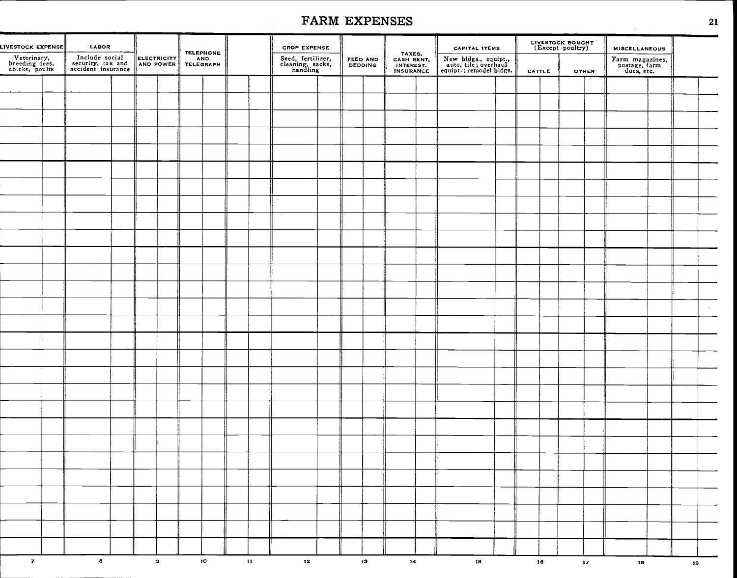# FARM EXPENSES

| LIVESTOCK EXPENSE Veterinary, breeding fees, chicks, poults | LABOR Include social security, tax and accident insurance | ELECTRICITY AND POWER | TELEPHONE AND TELEGRAPH | | CROP EXPENSE Seed, fertilizer, cleaning, sacks, handling | FEED AND BEDDING | TAXES, CASH RENT, INTEREST, INSURANCE | CAPITAL ITEMS New bldgs., equipt., auto, tile; overhaul equipt.; remodel bldgs. | LIVESTOCK BOUGHT (Except poultry) CATTLE | OTHER | MISCELLANEOUS Farm magazines, postage, farm dues, etc. | |
|---|---|---|---|---|---|---|---|---|---|---|---|---|
| | | | | | | | | | | | | |
| | | | | | | | | | | | | |
| | | | | | | | | | | | | |
| | | | | | | | | | | | | |
| | | | | | | | | | | | | |
| | | | | | | | | | | | | |
| | | | | | | | | | | | | |
| | | | | | | | | | | | | |
| | | | | | | | | | | | | |
| | | | | | | | | | | | | |
| | | | | | | | | | | | | |
| | | | | | | | | | | | | |
| | | | | | | | | | | | | |
| | | | | | | | | | | | | |
| | | | | | | | | | | | | |
| | | | | | | | | | | | | |
| | | | | | | | | | | | | |
| | | | | | | | | | | | | |
| | | | | | | | | | | | | |
| | | | | | | | | | | | | |
| | | | | | | | | | | | | |
| | | | | | | | | | | | | |
| | | | | | | | | | | | | |
| | | | | | | | | | | | | |
| | | | | | | | | | | | | |
| 7 | 8 | 9 | 10 | 11 | 12 | 13 | 14 | 15 | 16 | 17 | 18 | 19 |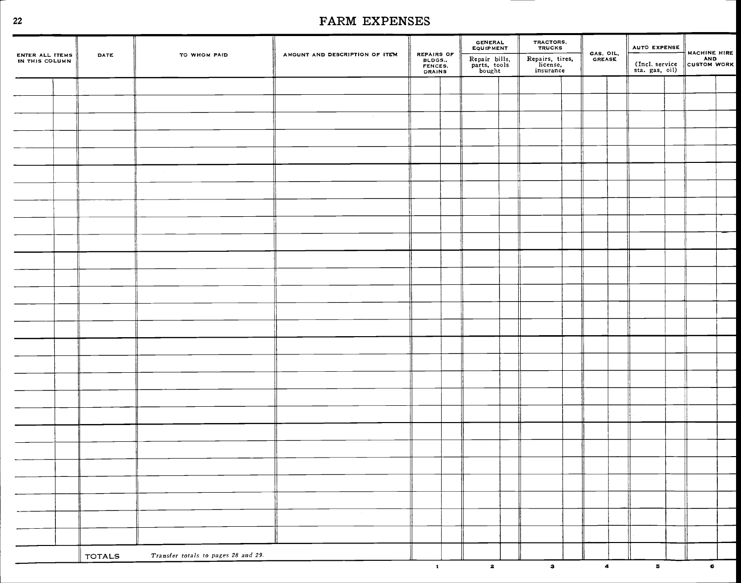# FARM EXPENSES

| ENTER ALL ITEMS IN THIS COLUMN | DATE | TO WHOM PAID | AMOUNT AND DESCRIPTION OF ITEM | REPAIRS OF BLDGS., FENCES, DRAINS | GENERAL EQUIPMENT Repair bills, parts, tools bought | TRACTORS, TRUCKS Repairs, tires, license, insurance | GAS, OIL, GREASE | AUTO EXPENSE (Incl. service sta. gas, oil) | MACHINE HIRE AND CUSTOM WORK |
|---|---|---|---|---|---|---|---|---|---|
| | | | | | | | | | |
| | | | | | | | | | |
| | | | | | | | | | |
| | | | | | | | | | |
| | | | | | | | | | |
| | | | | | | | | | |
| | | | | | | | | | |
| | | | | | | | | | |
| | | | | | | | | | |
| | | | | | | | | | |
| | | | | | | | | | |
| | | | | | | | | | |
| | | | | | | | | | |
| | | | | | | | | | |
| | | | | | | | | | |
| | | | | | | | | | |
| | | | | | | | | | |
| | | | | | | | | | |
| | | | | | | | | | |
| | | | | | | | | | |
| | | | | | | | | | |
| | | | | | | | | | |
| | | | | | | | | | |
| | | | | | | | | | |
| | | | | | | | | | |
| | | | | | | | | | |
| | | | | | | | | | |
| | TOTALS | *Transfer totals to pages 28 and 29.* | | | | | | | |
| | | | | 1 | 2 | 3 | 4 | 5 | 6 |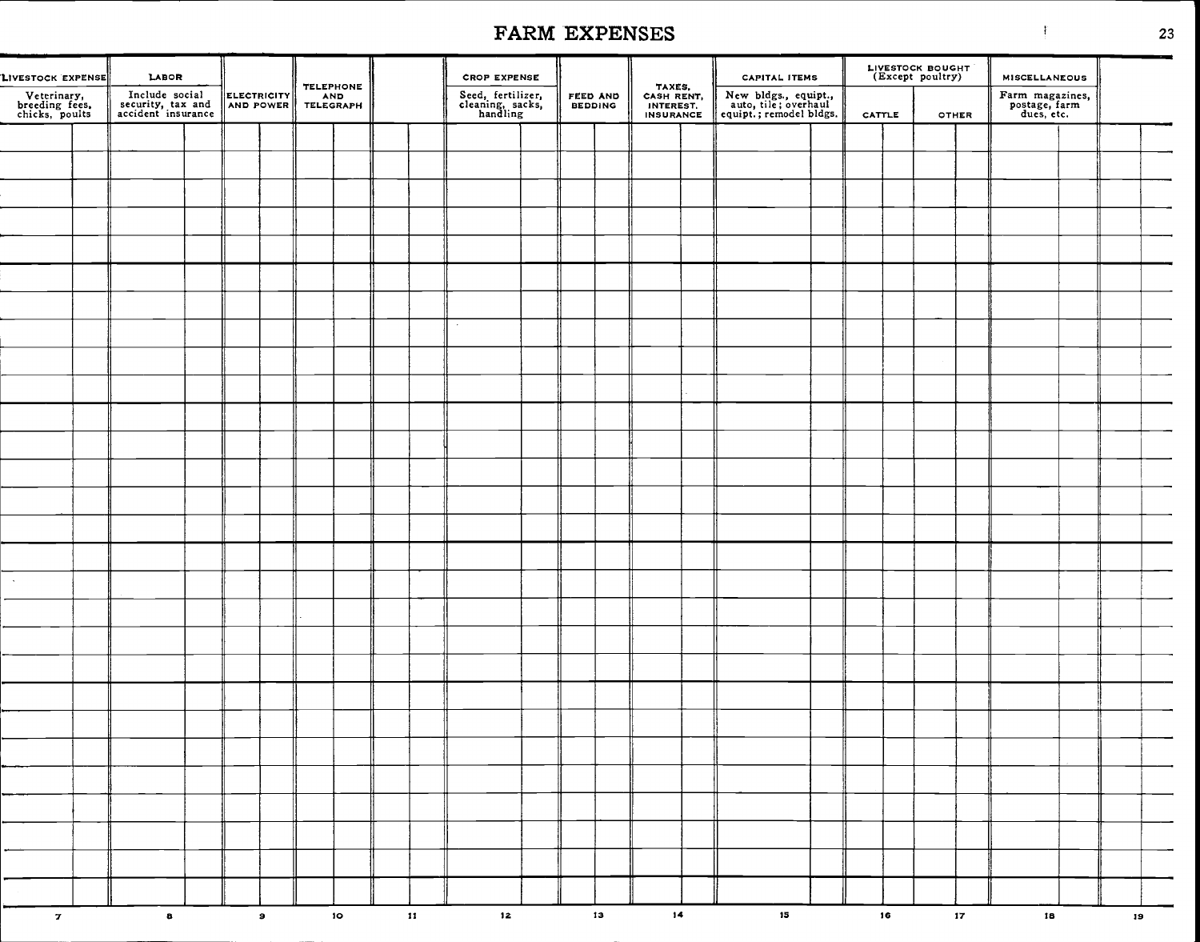# FARM EXPENSES

| LIVESTOCK EXPENSE Veterinary, breeding fees, chicks, poults | LABOR Include social security, tax and accident insurance | ELECTRICITY AND POWER | TELEPHONE AND TELEGRAPH | | CROP EXPENSE Seed, fertilizer, cleaning, sacks, handling | FEED AND BEDDING | TAXES, CASH RENT, INTEREST, INSURANCE | CAPITAL ITEMS New bldgs., equipt., auto, tile; overhaul equipt.; remodel bldgs. | LIVESTOCK BOUGHT (Except poultry) CATTLE | OTHER | MISCELLANEOUS Farm magazines, postage, farm dues, etc. | |
|---|---|---|---|---|---|---|---|---|---|---|---|---|
| | | | | | | | | | | | | |
| | | | | | | | | | | | | |
| | | | | | | | | | | | | |
| | | | | | | | | | | | | |
| | | | | | | | | | | | | |
| | | | | | | | | | | | | |
| | | | | | | | | | | | | |
| | | | | | | | | | | | | |
| | | | | | | | | | | | | |
| | | | | | | | | | | | | |
| | | | | | | | | | | | | |
| | | | | | | | | | | | | |
| | | | | | | | | | | | | |
| | | | | | | | | | | | | |
| | | | | | | | | | | | | |
| | | | | | | | | | | | | |
| | | | | | | | | | | | | |
| | | | | | | | | | | | | |
| | | | | | | | | | | | | |
| | | | | | | | | | | | | |
| | | | | | | | | | | | | |
| | | | | | | | | | | | | |
| | | | | | | | | | | | | |
| | | | | | | | | | | | | |
| | | | | | | | | | | | | |
| | | | | | | | | | | | | |
| 7 | 8 | 9 | 10 | 11 | 12 | 13 | 14 | 15 | 16 | 17 | 18 | 19 |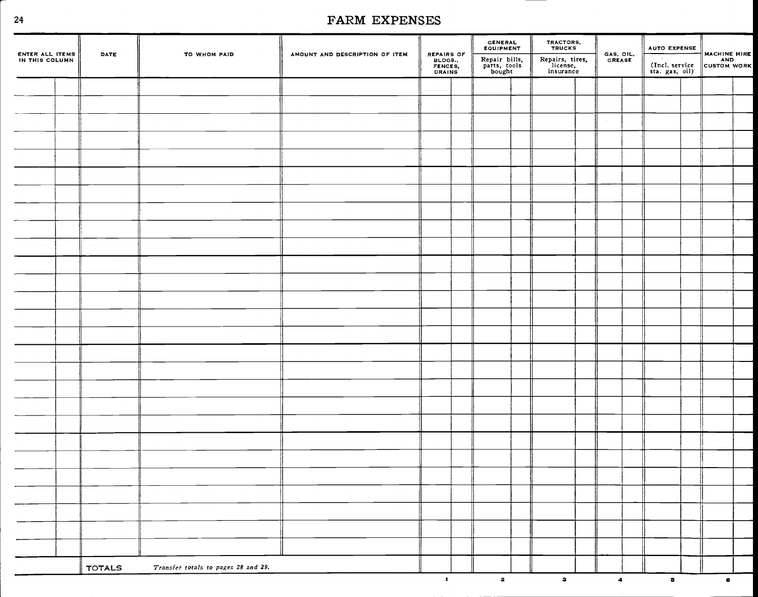# FARM EXPENSES

| ENTER ALL ITEMS IN THIS COLUMN | DATE | TO WHOM PAID | AMOUNT AND DESCRIPTION OF ITEM | REPAIRS OF BLDGS., FENCES, DRAINS | GENERAL EQUIPMENT Repair bills, parts, tools bought | TRACTORS, TRUCKS Repairs, tires, license, insurance | GAS, OIL, GREASE | AUTO EXPENSE (Incl. service sta. gas, oil) | MACHINE HIRE AND CUSTOM WORK |
|---|---|---|---|---|---|---|---|---|---|
| | | | | | | | | | |
| | | | | | | | | | |
| | | | | | | | | | |
| | | | | | | | | | |
| | | | | | | | | | |
| | | | | | | | | | |
| | | | | | | | | | |
| | | | | | | | | | |
| | | | | | | | | | |
| | | | | | | | | | |
| | | | | | | | | | |
| | | | | | | | | | |
| | | | | | | | | | |
| | | | | | | | | | |
| | | | | | | | | | |
| | | | | | | | | | |
| | | | | | | | | | |
| | | | | | | | | | |
| | | | | | | | | | |
| | | | | | | | | | |
| | | | | | | | | | |
| | | | | | | | | | |
| | | | | | | | | | |
| | | | | | | | | | |
| | | | | | | | | | |
| | | | | | | | | | |
| | | | | | | | | | |
| | TOTALS | *Transfer totals to pages 28 and 29.* | | | | | | | |
| | | | | 1 | 2 | 3 | 4 | 5 | 6 |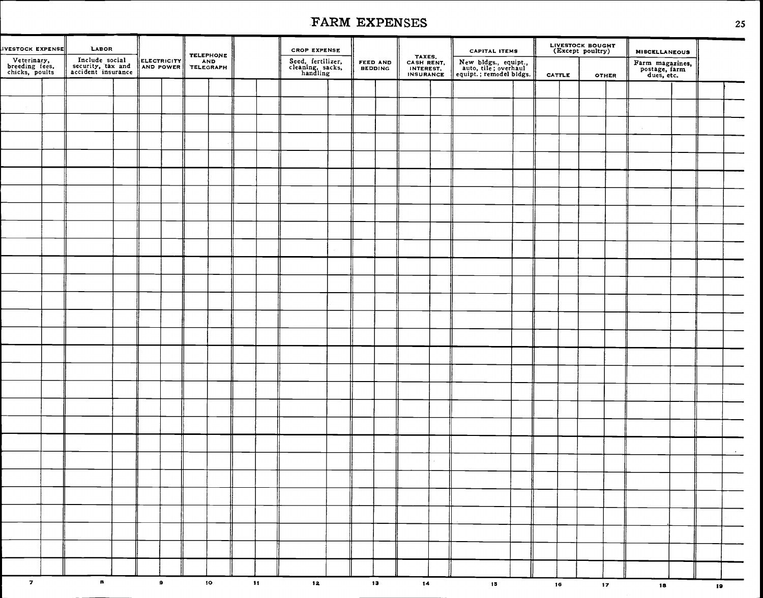# FARM EXPENSES

| LIVESTOCK EXPENSE Veterinary, breeding fees, chicks, poults | LABOR Include social security, tax and accident insurance | ELECTRICITY AND POWER | TELEPHONE AND TELEGRAPH | | CROP EXPENSE Seed, fertilizer, cleaning, sacks, handling | FEED AND BEDDING | TAXES, CASH RENT, INTEREST, INSURANCE | CAPITAL ITEMS New bldgs., equipt., auto, tile; overhaul equipt.; remodel bldgs. | LIVESTOCK BOUGHT (Except poultry) CATTLE | OTHER | MISCELLANEOUS Farm magazines, postage, farm dues, etc. | |
|---|---|---|---|---|---|---|---|---|---|---|---|---|
| | | | | | | | | | | | | |
| | | | | | | | | | | | | |
| | | | | | | | | | | | | |
| | | | | | | | | | | | | |
| | | | | | | | | | | | | |
| | | | | | | | | | | | | |
| | | | | | | | | | | | | |
| | | | | | | | | | | | | |
| | | | | | | | | | | | | |
| | | | | | | | | | | | | |
| | | | | | | | | | | | | |
| | | | | | | | | | | | | |
| | | | | | | | | | | | | |
| | | | | | | | | | | | | |
| | | | | | | | | | | | | |
| | | | | | | | | | | | | |
| | | | | | | | | | | | | |
| | | | | | | | | | | | | |
| | | | | | | | | | | | | |
| | | | | | | | | | | | | |
| | | | | | | | | | | | | |
| | | | | | | | | | | | | |
| | | | | | | | | | | | | |
| | | | | | | | | | | | | |
| | | | | | | | | | | | | |
| | | | | | | | | | | | | |
| 7 | 8 | 9 | 10 | 11 | 12 | 13 | 14 | 15 | 16 | 17 | 18 | 19 |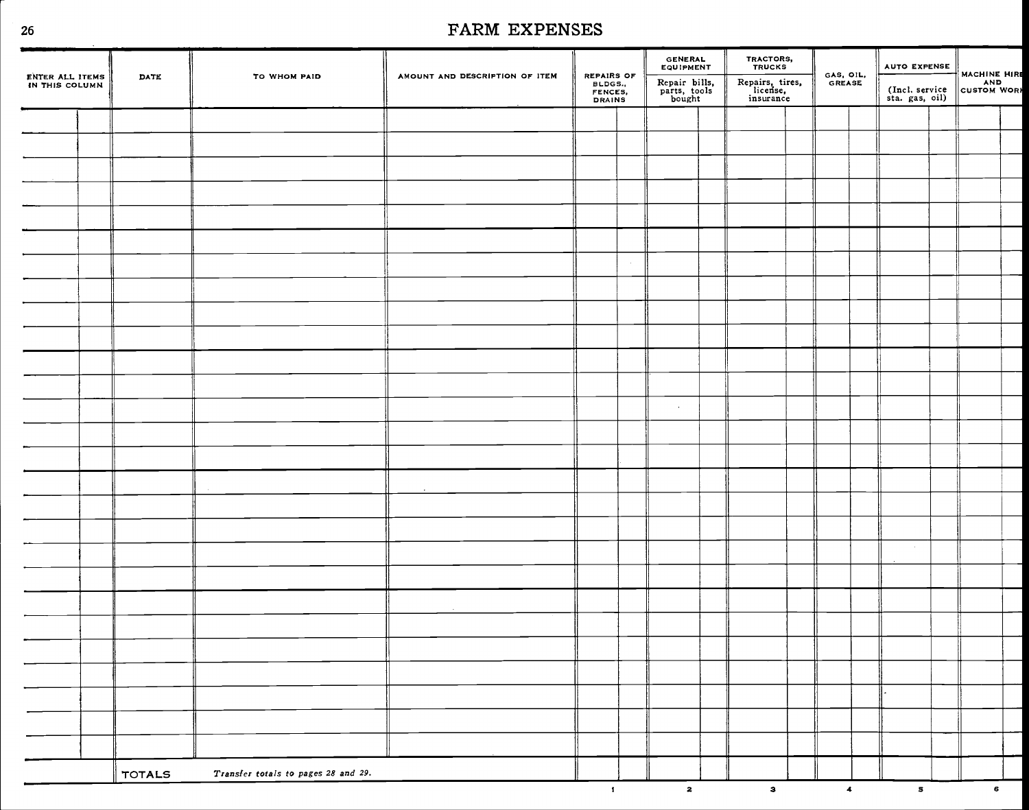# FARM EXPENSES

| ENTER ALL ITEMS IN THIS COLUMN | DATE | TO WHOM PAID | AMOUNT AND DESCRIPTION OF ITEM | REPAIRS OF BLDGS., FENCES, DRAINS | GENERAL EQUIPMENT Repair bills, parts, tools bought | TRACTORS, TRUCKS Repairs, tires, license, insurance | GAS, OIL, GREASE | AUTO EXPENSE (Incl. service sta. gas, oil) | MACHINE HIRE AND CUSTOM WORK |
|---|---|---|---|---|---|---|---|---|---|
| | | | | | | | | | |
| | | | | | | | | | |
| | | | | | | | | | |
| | | | | | | | | | |
| | | | | | | | | | |
| | | | | | | | | | |
| | | | | | | | | | |
| | | | | | | | | | |
| | | | | | | | | | |
| | | | | | | | | | |
| | | | | | | | | | |
| | | | | | | | | | |
| | | | | | | | | | |
| | | | | | | | | | |
| | | | | | | | | | |
| | | | | | | | | | |
| | | | | | | | | | |
| | | | | | | | | | |
| | | | | | | | | | |
| | | | | | | | | | |
| | | | | | | | | | |
| | | | | | | | | | |
| | | | | | | | | | |
| | | | | | | | | | |
| | | | | | | | | | |
| | | | | | | | | | |
| | TOTALS | *Transfer totals to pages 28 and 29.* | | | | | | | |
| | | | | 1 | 2 | 3 | 4 | 5 | 6 |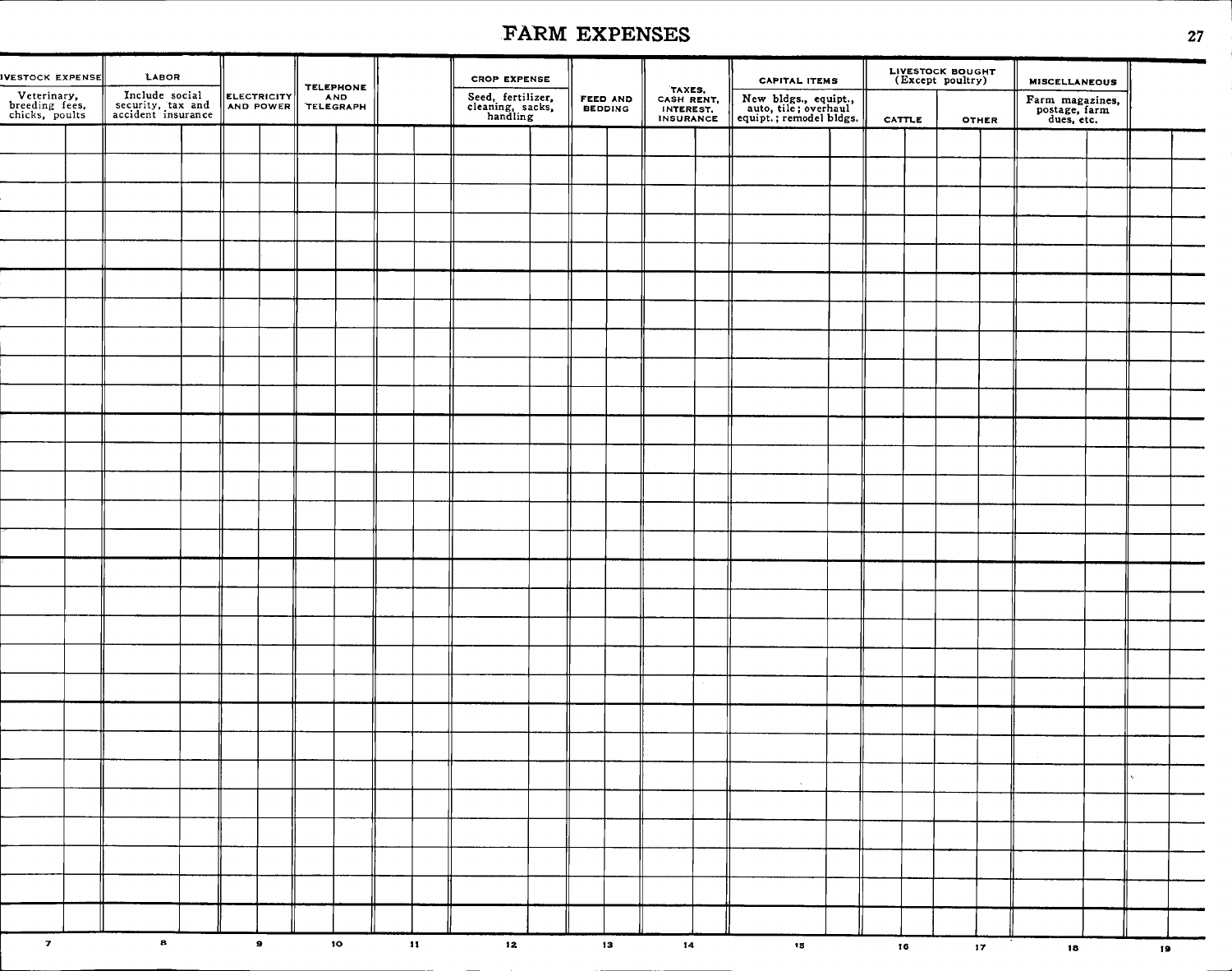# FARM EXPENSES

| LIVESTOCK EXPENSE Veterinary, breeding fees, chicks, poults | LABOR Include social security, tax and accident insurance | ELECTRICITY AND POWER | TELEPHONE AND TELEGRAPH | | CROP EXPENSE Seed, fertilizer, cleaning, sacks, handling | FEED AND BEDDING | TAXES, CASH RENT, INTEREST, INSURANCE | CAPITAL ITEMS New bldgs., equipt., auto, tile; overhaul equipt.; remodel bldgs. | LIVESTOCK BOUGHT (Except poultry) CATTLE | OTHER | MISCELLANEOUS Farm magazines, postage, farm dues, etc. | |
|---|---|---|---|---|---|---|---|---|---|---|---|---|
| | | | | | | | | | | | | |
| | | | | | | | | | | | | |
| | | | | | | | | | | | | |
| | | | | | | | | | | | | |
| | | | | | | | | | | | | |
| | | | | | | | | | | | | |
| | | | | | | | | | | | | |
| | | | | | | | | | | | | |
| | | | | | | | | | | | | |
| | | | | | | | | | | | | |
| | | | | | | | | | | | | |
| | | | | | | | | | | | | |
| | | | | | | | | | | | | |
| | | | | | | | | | | | | |
| | | | | | | | | | | | | |
| | | | | | | | | | | | | |
| | | | | | | | | | | | | |
| | | | | | | | | | | | | |
| | | | | | | | | | | | | |
| | | | | | | | | | | | | |
| | | | | | | | | | | | | |
| | | | | | | | | | | | | |
| | | | | | | | | | | | | |
| | | | | | | | | | | | | |
| | | | | | | | | | | | | |
| | | | | | | | | | | | | |
| 7 | 8 | 9 | 10 | 11 | 12 | 13 | 14 | 15 | 16 | 17 | 18 | 19 |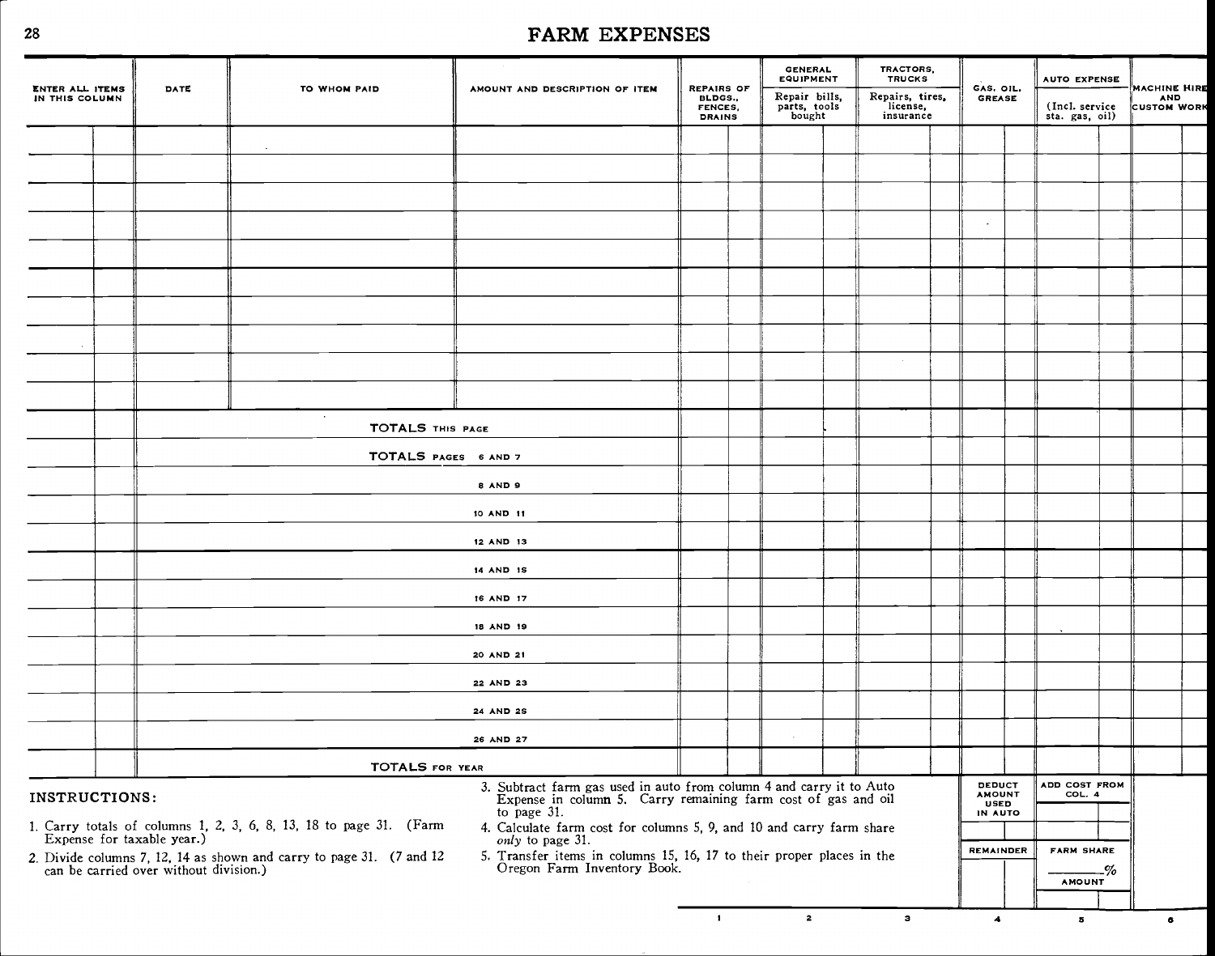# FARM EXPENSES

| ENTER ALL ITEMS IN THIS COLUMN | | DATE | TO WHOM PAID | AMOUNT AND DESCRIPTION OF ITEM | REPAIRS OF BLDGS., FENCES, DRAINS | | GENERAL EQUIPMENT Repair bills, parts, tools bought | | TRACTORS, TRUCKS Repairs, tires, license, insurance | | GAS, OIL, GREASE | | AUTO EXPENSE (Incl. service sta. gas, oil) | | MACHINE HIRE AND CUSTOM WORK | |
|---|---|---|---|---|---|---|---|---|---|---|---|---|---|---|---|---|
| | | | | | | | | | | | | | | | | |
| | | | | | | | | | | | | | | | | |
| | | | | | | | | | | | | | | | | |
| | | | | | | | | | | | | | | | | |
| | | | | | | | | | | | | | | | | |
| | | | | | | | | | | | | | | | | |
| | | | | | | | | | | | | | | | | |
| | | | | | | | | | | | | | | | | |
| | | | | | | | | | | | | | | | | |
| | | | | | | | | | | | | | | | | |
| | | TOTALS THIS PAGE | | | | | | | | | | | | | | |
| | | TOTALS PAGES 6 AND 7 | | | | | | | | | | | | | | |
| | | 8 AND 9 | | | | | | | | | | | | | | |
| | | 10 AND 11 | | | | | | | | | | | | | | |
| | | 12 AND 13 | | | | | | | | | | | | | | |
| | | 14 AND 15 | | | | | | | | | | | | | | |
| | | 16 AND 17 | | | | | | | | | | | | | | |
| | | 18 AND 19 | | | | | | | | | | | | | | |
| | | 20 AND 21 | | | | | | | | | | | | | | |
| | | 22 AND 23 | | | | | | | | | | | | | | |
| | | 24 AND 25 | | | | | | | | | | | | | | |
| | | 26 AND 27 | | | | | | | | | | | | | | |
| | | TOTALS FOR YEAR | | | | | | | | | | | | | | |
| | | | | | | | | | | | DEDUCT AMOUNT USED IN AUTO | | ADD COST FROM COL. 4 | | | |
| | | | | | | | | | | | REMAINDER | | FARM SHARE ____% AMOUNT | | | |
| | | | | | 1 | | 2 | | 3 | | 4 | | 5 | | 6 | |

**INSTRUCTIONS:**

1. Carry totals of columns 1, 2, 3, 6, 8, 13, 18 to page 31. (Farm Expense for taxable year.)
2. Divide columns 7, 12, 14 as shown and carry to page 31. (7 and 12 can be carried over without division.)
3. Subtract farm gas used in auto from column 4 and carry it to Auto Expense in column 5. Carry remaining farm cost of gas and oil to page 31.
4. Calculate farm cost for columns 5, 9, and 10 and carry farm share *only* to page 31.
5. Transfer items in columns 15, 16, 17 to their proper places in the Oregon Farm Inventory Book.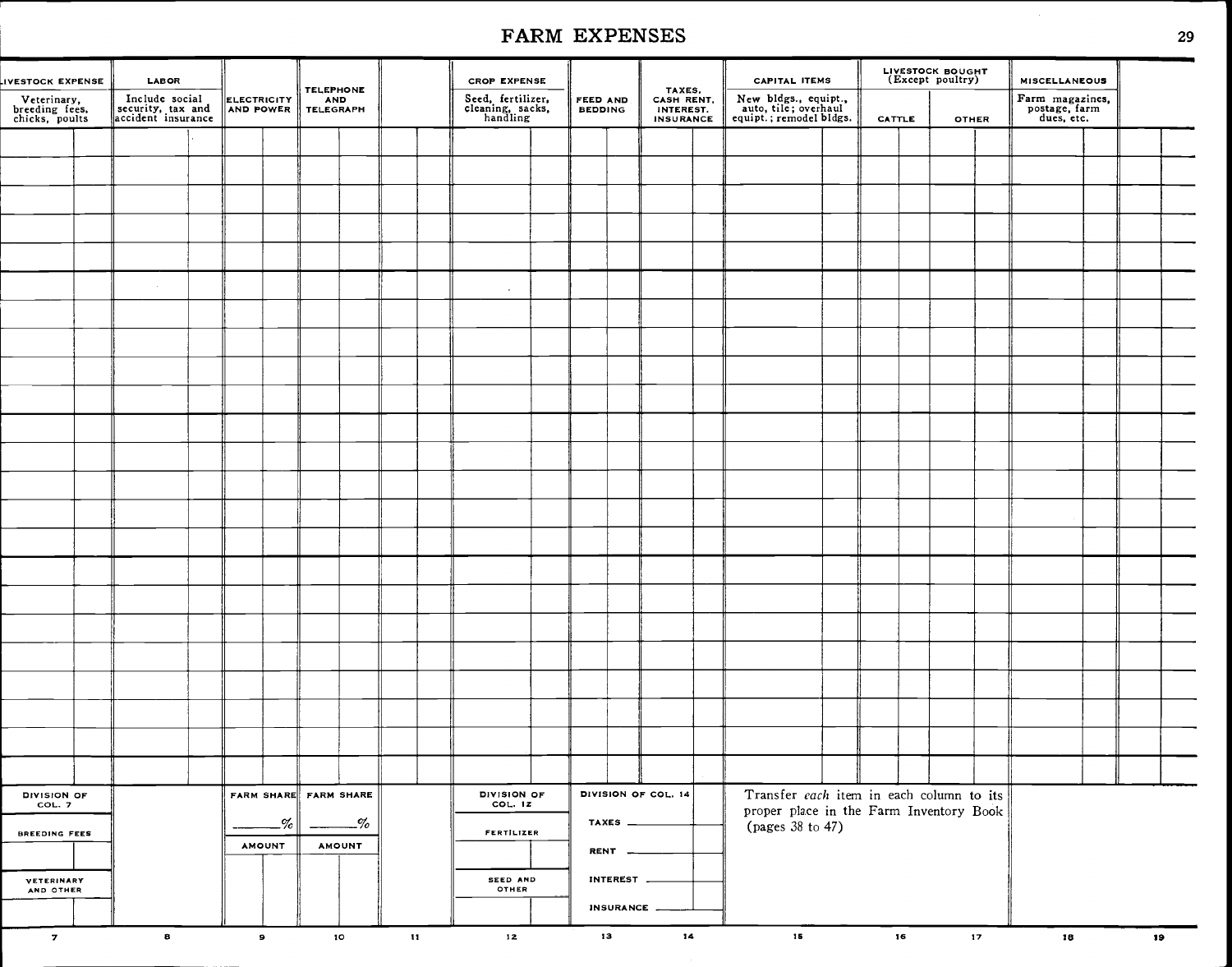# FARM EXPENSES

| LIVESTOCK EXPENSE Veterinary, breeding fees, chicks, poults | LABOR Include social security, tax and accident insurance | ELECTRICITY AND POWER | TELEPHONE AND TELEGRAPH | | CROP EXPENSE Seed, fertilizer, cleaning, sacks, handling | FEED AND BEDDING | TAXES, CASH RENT, INTEREST, INSURANCE | CAPITAL ITEMS New bldgs., equipt., auto, tile; overhaul equipt.; remodel bldgs. | LIVESTOCK BOUGHT (Except poultry) CATTLE | OTHER | MISCELLANEOUS Farm magazines, postage, farm dues, etc. | |
|---|---|---|---|---|---|---|---|---|---|---|---|---|
| | | | | | | | | | | | | |
| | | | | | | | | | | | | |
| | | | | | | | | | | | | |
| | | | | | | | | | | | | |
| | | | | | | | | | | | | |
| | | | | | | | | | | | | |
| | | | | | | | | | | | | |
| | | | | | | | | | | | | |
| | | | | | | | | | | | | |
| | | | | | | | | | | | | |
| | | | | | | | | | | | | |
| | | | | | | | | | | | | |
| | | | | | | | | | | | | |
| | | | | | | | | | | | | |
| | | | | | | | | | | | | |
| | | | | | | | | | | | | |
| | | | | | | | | | | | | |
| | | | | | | | | | | | | |
| | | | | | | | | | | | | |
| | | | | | | | | | | | | |
| | | | | | | | | | | | | |
| | | | | | | | | | | | | |
| | | | | | | | | | | | | |
| DIVISION OF COL. 7 | | FARM SHARE ____% | FARM SHARE ____% | | DIVISION OF COL. 12 | DIVISION OF COL. 14 | | Transfer *each* item in each column to its proper place in the Farm Inventory Book (pages 38 to 47) | | | | |
| BREEDING FEES | | AMOUNT | AMOUNT | | FERTILIZER | TAXES ____ | | | | | | |
| | | | | | | RENT ____ | | | | | | |
| VETERINARY AND OTHER | | | | | SEED AND OTHER | INTEREST ____ | | | | | | |
| | | | | | | INSURANCE ____ | | | | | | |
| 7 | 8 | 9 | 10 | 11 | 12 | 13 | 14 | 15 | 16 | 17 | 18 | 19 |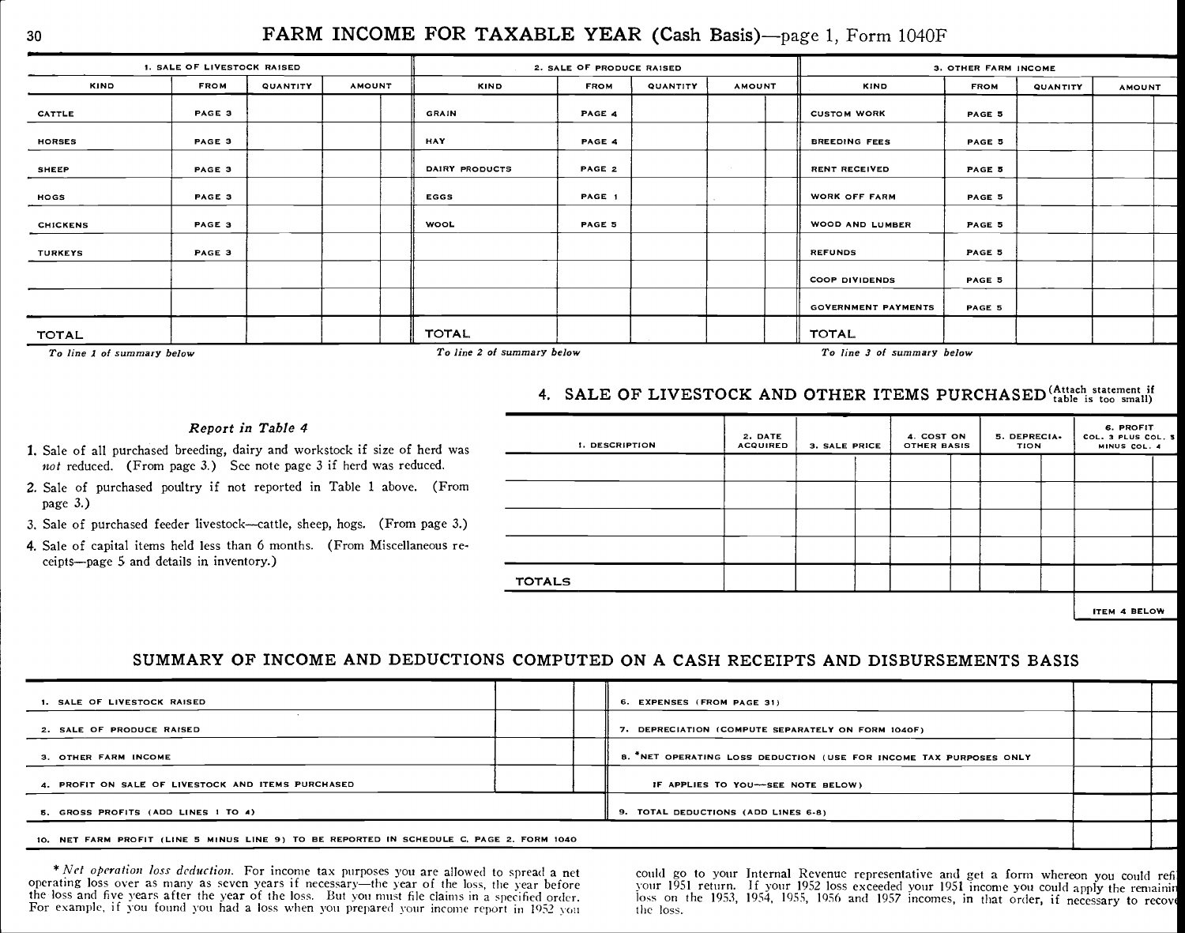# FARM INCOME FOR TAXABLE YEAR (Cash Basis)—page 1, Form 1040F

| 1. SALE OF LIVESTOCK RAISED | | | | 2. SALE OF PRODUCE RAISED | | | | 3. OTHER FARM INCOME | | | |
|---|---|---|---|---|---|---|---|---|---|---|---|
| KIND | FROM | QUANTITY | AMOUNT | KIND | FROM | QUANTITY | AMOUNT | KIND | FROM | QUANTITY | AMOUNT |
| CATTLE | PAGE 3 | | | GRAIN | PAGE 4 | | | CUSTOM WORK | PAGE 5 | | |
| HORSES | PAGE 3 | | | HAY | PAGE 4 | | | BREEDING FEES | PAGE 5 | | |
| SHEEP | PAGE 3 | | | DAIRY PRODUCTS | PAGE 2 | | | RENT RECEIVED | PAGE 5 | | |
| HOGS | PAGE 3 | | | EGGS | PAGE 1 | | | WORK OFF FARM | PAGE 5 | | |
| CHICKENS | PAGE 3 | | | WOOL | PAGE 5 | | | WOOD AND LUMBER | PAGE 5 | | |
| TURKEYS | PAGE 3 | | | | | | | REFUNDS | PAGE 5 | | |
| | | | | | | | | COOP DIVIDENDS | PAGE 5 | | |
| | | | | | | | | GOVERNMENT PAYMENTS | PAGE 5 | | |
| TOTAL | | | | TOTAL | | | | TOTAL | | | |

*To line 1 of summary below* — *To line 2 of summary below* — *To line 3 of summary below*

## 4. SALE OF LIVESTOCK AND OTHER ITEMS PURCHASED (Attach statement if table is too small)

| 1. DESCRIPTION | 2. DATE ACQUIRED | 3. SALE PRICE | 4. COST ON OTHER BASIS | 5. DEPRECIATION | 6. PROFIT COL. 3 PLUS COL. 5 MINUS COL. 4 |
|---|---|---|---|---|---|
| | | | | | |
| | | | | | |
| | | | | | |
| | | | | | |
| TOTALS | | | | | |

ITEM 4 BELOW

### *Report in Table 4*

1. Sale of all purchased breeding, dairy and workstock if size of herd was *not* reduced. (From page 3.) See note page 3 if herd was reduced.
2. Sale of purchased poultry if not reported in Table 1 above. (From page 3.)
3. Sale of purchased feeder livestock—cattle, sheep, hogs. (From page 3.)
4. Sale of capital items held less than 6 months. (From Miscellaneous receipts—page 5 and details in inventory.)

## SUMMARY OF INCOME AND DEDUCTIONS COMPUTED ON A CASH RECEIPTS AND DISBURSEMENTS BASIS

| | | | |
|---|---|---|---|
| 1. SALE OF LIVESTOCK RAISED | | 6. EXPENSES (FROM PAGE 31) | |
| 2. SALE OF PRODUCE RAISED | | 7. DEPRECIATION (COMPUTE SEPARATELY ON FORM 1040F) | |
| 3. OTHER FARM INCOME | | 8. *NET OPERATING LOSS DEDUCTION (USE FOR INCOME TAX PURPOSES ONLY IF APPLIES TO YOU—SEE NOTE BELOW) | |
| 4. PROFIT ON SALE OF LIVESTOCK AND ITEMS PURCHASED | | | |
| 5. GROSS PROFITS (ADD LINES 1 TO 4) | | 9. TOTAL DEDUCTIONS (ADD LINES 6-8) | |
| 10. NET FARM PROFIT (LINE 5 MINUS LINE 9) TO BE REPORTED IN SCHEDULE C, PAGE 2, FORM 1040 | | | |

**Net operation loss deduction.* For income tax purposes you are allowed to spread a net operating loss over as many as seven years if necessary—the year of the loss, the year before the loss and five years after the year of the loss. But you must file claims in a specified order. For example, if you found you had a loss when you prepared your income report in 1952 you could go to your Internal Revenue representative and get a form whereon you could refi[le] your 1951 return. If your 1952 loss exceeded your 1951 income you could apply the remainin[g] loss on the 1953, 1954, 1955, 1956 and 1957 incomes, in that order, if necessary to recove[r] the loss.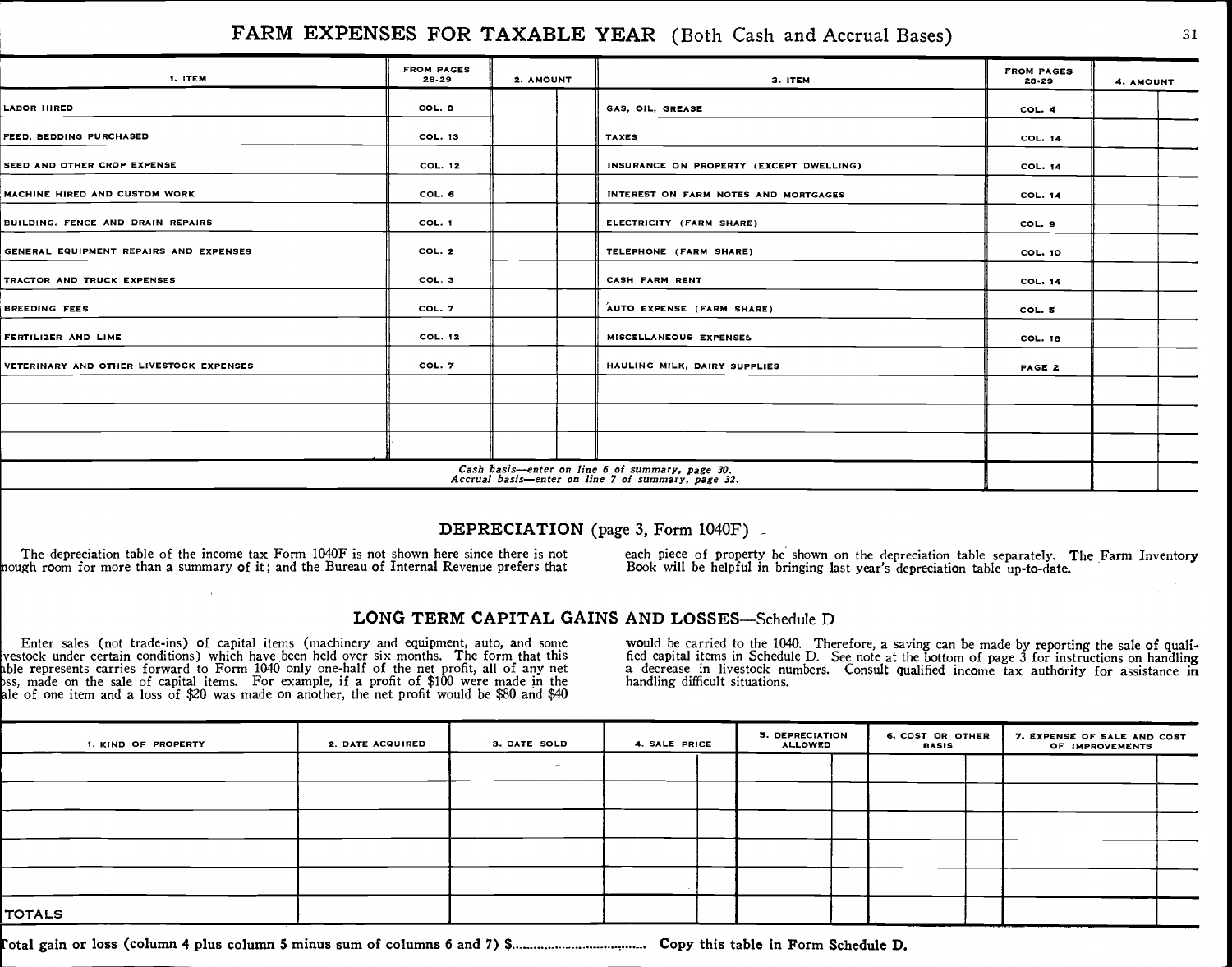## FARM EXPENSES FOR TAXABLE YEAR (Both Cash and Accrual Bases)

| 1. ITEM | FROM PAGES 28-29 | 2. AMOUNT | | 3. ITEM | FROM PAGES 28-29 | 4. AMOUNT | |
|---|---|---|---|---|---|---|---|
| LABOR HIRED | COL. 8 | | | GAS, OIL, GREASE | COL. 4 | | |
| FEED, BEDDING PURCHASED | COL. 13 | | | TAXES | COL. 14 | | |
| SEED AND OTHER CROP EXPENSE | COL. 12 | | | INSURANCE ON PROPERTY (EXCEPT DWELLING) | COL. 14 | | |
| MACHINE HIRED AND CUSTOM WORK | COL. 6 | | | INTEREST ON FARM NOTES AND MORTGAGES | COL. 14 | | |
| BUILDING, FENCE AND DRAIN REPAIRS | COL. 1 | | | ELECTRICITY (FARM SHARE) | COL. 9 | | |
| GENERAL EQUIPMENT REPAIRS AND EXPENSES | COL. 2 | | | TELEPHONE (FARM SHARE) | COL. 10 | | |
| TRACTOR AND TRUCK EXPENSES | COL. 3 | | | CASH FARM RENT | COL. 14 | | |
| BREEDING FEES | COL. 7 | | | AUTO EXPENSE (FARM SHARE) | COL. 5 | | |
| FERTILIZER AND LIME | COL. 12 | | | MISCELLANEOUS EXPENSES | COL. 18 | | |
| VETERINARY AND OTHER LIVESTOCK EXPENSES | COL. 7 | | | HAULING MILK, DAIRY SUPPLIES | PAGE 2 | | |
| | | | | | | | |
| | | | | | | | |
| | | | | | | | |
| *Cash basis—enter on line 6 of summary, page 30. Accrual basis—enter on line 7 of summary, page 32.* | | | | | | | |

## DEPRECIATION (page 3, Form 1040F)

The depreciation table of the income tax Form 1040F is not shown here since there is not enough room for more than a summary of it; and the Bureau of Internal Revenue prefers that each piece of property be shown on the depreciation table separately. The Farm Inventory Book will be helpful in bringing last year's depreciation table up-to-date.

## LONG TERM CAPITAL GAINS AND LOSSES—Schedule D

Enter sales (not trade-ins) of capital items (machinery and equipment, auto, and some livestock under certain conditions) which have been held over six months. The form that this table represents carries forward to Form 1040 only one-half of the net profit, all of any net loss, made on the sale of capital items. For example, if a profit of $100 were made in the sale of one item and a loss of $20 was made on another, the net profit would be $80 and $40 would be carried to the 1040. Therefore, a saving can be made by reporting the sale of qualified capital items in Schedule D. See note at the bottom of page 3 for instructions on handling a decrease in livestock numbers. Consult qualified income tax authority for assistance in handling difficult situations.

| 1. KIND OF PROPERTY | 2. DATE ACQUIRED | 3. DATE SOLD | 4. SALE PRICE | | 5. DEPRECIATION ALLOWED | | 6. COST OR OTHER BASIS | | 7. EXPENSE OF SALE AND COST OF IMPROVEMENTS | |
|---|---|---|---|---|---|---|---|---|---|---|
| | | | | | | | | | | |
| | | | | | | | | | | |
| | | | | | | | | | | |
| | | | | | | | | | | |
| | | | | | | | | | | |
| TOTALS | | | | | | | | | | |

Total gain or loss (column 4 plus column 5 minus sum of columns 6 and 7) $.................................. Copy this table in Form Schedule D.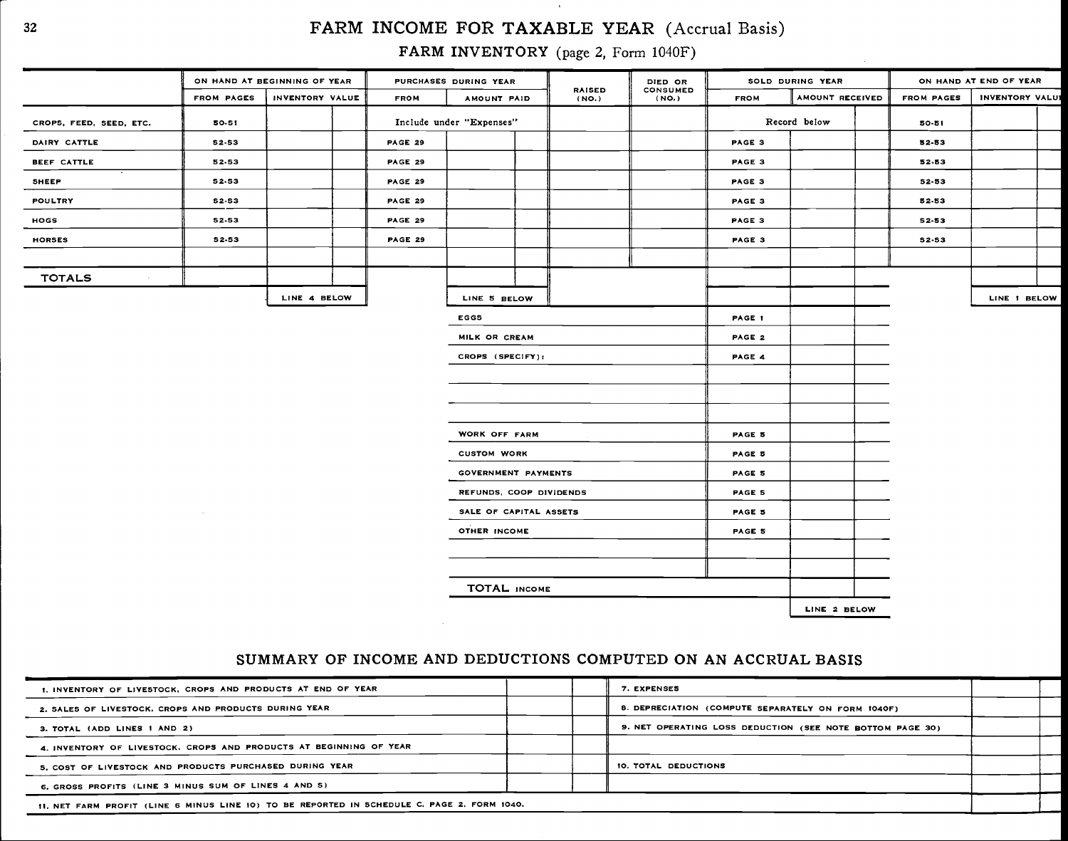# FARM INCOME FOR TAXABLE YEAR (Accrual Basis)

## FARM INVENTORY (page 2, Form 1040F)

| | ON HAND AT BEGINNING OF YEAR | | PURCHASES DURING YEAR | | RAISED (NO.) | DIED OR CONSUMED (NO.) | SOLD DURING YEAR | | ON HAND AT END OF YEAR | |
|---|---|---|---|---|---|---|---|---|---|---|
| | FROM PAGES | INVENTORY VALUE | FROM | AMOUNT PAID | | | FROM | AMOUNT RECEIVED | FROM PAGES | INVENTORY VALUE |
| CROPS, FEED, SEED, ETC. | 50-51 | | Include under "Expenses" | | | | Record below | | 50-51 | |
| DAIRY CATTLE | 52-53 | | PAGE 29 | | | | PAGE 3 | | 52-53 | |
| BEEF CATTLE | 52-53 | | PAGE 29 | | | | PAGE 3 | | 52-53 | |
| SHEEP | 52-53 | | PAGE 29 | | | | PAGE 3 | | 52-53 | |
| POULTRY | 52-53 | | PAGE 29 | | | | PAGE 3 | | 52-53 | |
| HOGS | 52-53 | | PAGE 29 | | | | PAGE 3 | | 52-53 | |
| HORSES | 52-53 | | PAGE 29 | | | | PAGE 3 | | 52-53 | |
| | | | | | | | | | | |
| TOTALS | | | | | | | | | | |
| | | LINE 4 BELOW | | LINE 5 BELOW | | | | | | LINE 1 BELOW |
| | | | | EGGS | | | PAGE 1 | | | |
| | | | | MILK OR CREAM | | | PAGE 2 | | | |
| | | | | CROPS (SPECIFY): | | | PAGE 4 | | | |
| | | | | | | | | | | |
| | | | | | | | | | | |
| | | | | | | | | | | |
| | | | | WORK OFF FARM | | | PAGE 5 | | | |
| | | | | CUSTOM WORK | | | PAGE 5 | | | |
| | | | | GOVERNMENT PAYMENTS | | | PAGE 5 | | | |
| | | | | REFUNDS, COOP DIVIDENDS | | | PAGE 5 | | | |
| | | | | SALE OF CAPITAL ASSETS | | | PAGE 5 | | | |
| | | | | OTHER INCOME | | | PAGE 5 | | | |
| | | | | | | | | | | |
| | | | | | | | | | | |
| | | | | TOTAL INCOME | | | | | | |
| | | | | | | | | LINE 2 BELOW | | |

## SUMMARY OF INCOME AND DEDUCTIONS COMPUTED ON AN ACCRUAL BASIS

| | | | |
|---|---|---|---|
| 1. INVENTORY OF LIVESTOCK, CROPS AND PRODUCTS AT END OF YEAR | | 7. EXPENSES | |
| 2. SALES OF LIVESTOCK, CROPS AND PRODUCTS DURING YEAR | | 8. DEPRECIATION (COMPUTE SEPARATELY ON FORM 1040F) | |
| 3. TOTAL (ADD LINES 1 AND 2) | | 9. NET OPERATING LOSS DEDUCTION (SEE NOTE BOTTOM PAGE 30) | |
| 4. INVENTORY OF LIVESTOCK, CROPS AND PRODUCTS AT BEGINNING OF YEAR | | | |
| 5. COST OF LIVESTOCK AND PRODUCTS PURCHASED DURING YEAR | | 10. TOTAL DEDUCTIONS | |
| 6. GROSS PROFITS (LINE 3 MINUS SUM OF LINES 4 AND 5) | | | |
| 11. NET FARM PROFIT (LINE 6 MINUS LINE 10) TO BE REPORTED IN SCHEDULE C, PAGE 2, FORM 1040. | | | |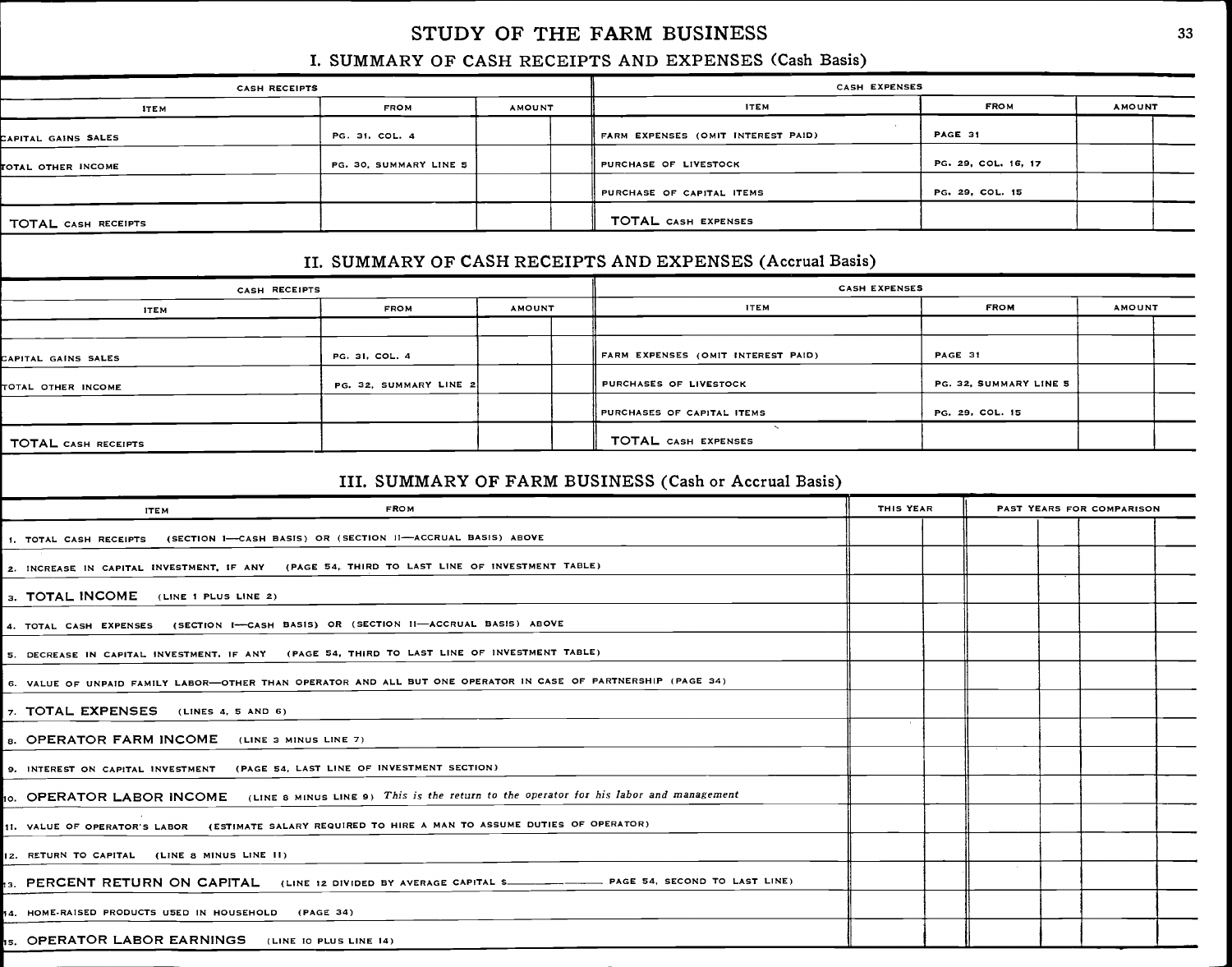# STUDY OF THE FARM BUSINESS

## I. SUMMARY OF CASH RECEIPTS AND EXPENSES (Cash Basis)

| CASH RECEIPTS | | | | CASH EXPENSES | | | |
|---|---|---|---|---|---|---|---|
| ITEM | FROM | AMOUNT | | ITEM | FROM | AMOUNT | |
| CAPITAL GAINS SALES | PG. 31, COL. 4 | | | FARM EXPENSES (OMIT INTEREST PAID) | PAGE 31 | | |
| TOTAL OTHER INCOME | PG. 30, SUMMARY LINE 5 | | | PURCHASE OF LIVESTOCK | PG. 29, COL. 16, 17 | | |
| | | | | PURCHASE OF CAPITAL ITEMS | PG. 29, COL. 15 | | |
| TOTAL CASH RECEIPTS | | | | TOTAL CASH EXPENSES | | | |

## II. SUMMARY OF CASH RECEIPTS AND EXPENSES (Accrual Basis)

| CASH RECEIPTS | | | | CASH EXPENSES | | | |
|---|---|---|---|---|---|---|---|
| ITEM | FROM | AMOUNT | | ITEM | FROM | AMOUNT | |
| | | | | | | | |
| CAPITAL GAINS SALES | PG. 31, COL. 4 | | | FARM EXPENSES (OMIT INTEREST PAID) | PAGE 31 | | |
| TOTAL OTHER INCOME | PG. 32, SUMMARY LINE 2 | | | PURCHASES OF LIVESTOCK | PG. 32, SUMMARY LINE 5 | | |
| | | | | PURCHASES OF CAPITAL ITEMS | PG. 29, COL. 15 | | |
| TOTAL CASH RECEIPTS | | | | TOTAL CASH EXPENSES | | | |

## III. SUMMARY OF FARM BUSINESS (Cash or Accrual Basis)

| ITEM FROM | THIS YEAR | | PAST YEARS FOR COMPARISON | | | |
|---|---|---|---|---|---|---|
| 1. TOTAL CASH RECEIPTS (SECTION I—CASH BASIS) OR (SECTION II—ACCRUAL BASIS) ABOVE | | | | | | |
| 2. INCREASE IN CAPITAL INVESTMENT, IF ANY (PAGE 54, THIRD TO LAST LINE OF INVESTMENT TABLE) | | | | | | |
| 3. TOTAL INCOME (LINE 1 PLUS LINE 2) | | | | | | |
| 4. TOTAL CASH EXPENSES (SECTION I—CASH BASIS) OR (SECTION II—ACCRUAL BASIS) ABOVE | | | | | | |
| 5. DECREASE IN CAPITAL INVESTMENT, IF ANY (PAGE 54, THIRD TO LAST LINE OF INVESTMENT TABLE) | | | | | | |
| 6. VALUE OF UNPAID FAMILY LABOR—OTHER THAN OPERATOR AND ALL BUT ONE OPERATOR IN CASE OF PARTNERSHIP (PAGE 34) | | | | | | |
| 7. TOTAL EXPENSES (LINES 4, 5 AND 6) | | | | | | |
| 8. OPERATOR FARM INCOME (LINE 3 MINUS LINE 7) | | | | | | |
| 9. INTEREST ON CAPITAL INVESTMENT (PAGE 54, LAST LINE OF INVESTMENT SECTION) | | | | | | |
| 10. OPERATOR LABOR INCOME (LINE 8 MINUS LINE 9) *This is the return to the operator for his labor and management* | | | | | | |
| 11. VALUE OF OPERATOR'S LABOR (ESTIMATE SALARY REQUIRED TO HIRE A MAN TO ASSUME DUTIES OF OPERATOR) | | | | | | |
| 12. RETURN TO CAPITAL (LINE 8 MINUS LINE 11) | | | | | | |
| 13. PERCENT RETURN ON CAPITAL (LINE 12 DIVIDED BY AVERAGE CAPITAL $\_\_\_\_\_\_\_\_ PAGE 54, SECOND TO LAST LINE) | | | | | | |
| 14. HOME-RAISED PRODUCTS USED IN HOUSEHOLD (PAGE 34) | | | | | | |
| 15. OPERATOR LABOR EARNINGS (LINE 10 PLUS LINE 14) | | | | | | |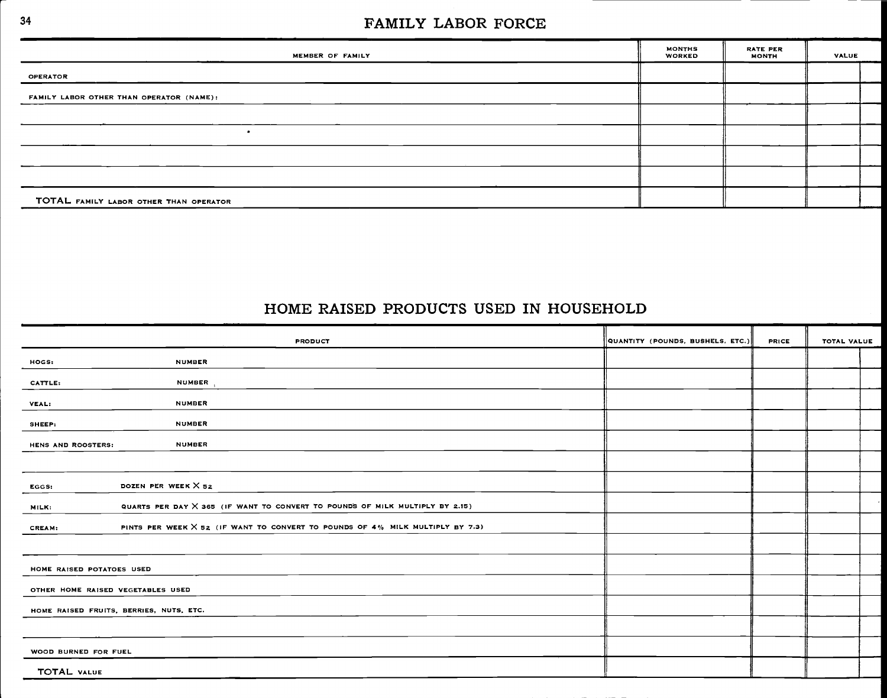# FAMILY LABOR FORCE

| MEMBER OF FAMILY | MONTHS WORKED | RATE PER MONTH | VALUE |
|---|---|---|---|
| OPERATOR | | | |
| FAMILY LABOR OTHER THAN OPERATOR (NAME): | | | |
| | | | |
| | | | |
| | | | |
| | | | |
| TOTAL FAMILY LABOR OTHER THAN OPERATOR | | | |

# HOME RAISED PRODUCTS USED IN HOUSEHOLD

| PRODUCT | | QUANTITY (POUNDS, BUSHELS, ETC.) | PRICE | TOTAL VALUE |
|---|---|---|---|---|
| HOGS: | NUMBER | | | |
| CATTLE: | NUMBER | | | |
| VEAL: | NUMBER | | | |
| SHEEP: | NUMBER | | | |
| HENS AND ROOSTERS: | NUMBER | | | |
| | | | | |
| EGGS: | DOZEN PER WEEK × 52 | | | |
| MILK: | QUARTS PER DAY × 365 (IF WANT TO CONVERT TO POUNDS OF MILK MULTIPLY BY 2.15) | | | |
| CREAM: | PINTS PER WEEK × 52 (IF WANT TO CONVERT TO POUNDS OF 4% MILK MULTIPLY BY 7.3) | | | |
| | | | | |
| HOME RAISED POTATOES USED | | | | |
| OTHER HOME RAISED VEGETABLES USED | | | | |
| HOME RAISED FRUITS, BERRIES, NUTS, ETC. | | | | |
| | | | | |
| WOOD BURNED FOR FUEL | | | | |
| TOTAL VALUE | | | | |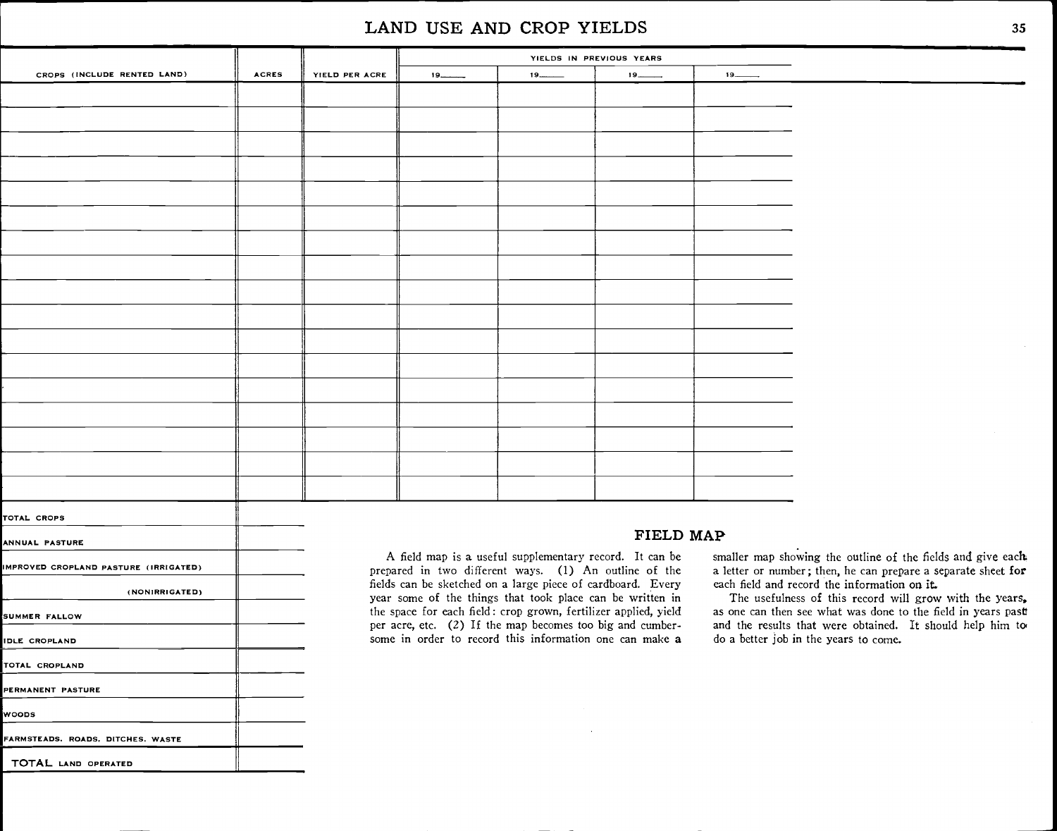# LAND USE AND CROP YIELDS

| CROPS (INCLUDE RENTED LAND) | ACRES | YIELD PER ACRE | YIELDS IN PREVIOUS YEARS | | | |
|---|---|---|---|---|---|---|
| | | | 19___ | 19___ | 19___ | 19___ |
| | | | | | | |
| | | | | | | |
| | | | | | | |
| | | | | | | |
| | | | | | | |
| | | | | | | |
| | | | | | | |
| | | | | | | |
| | | | | | | |
| | | | | | | |
| | | | | | | |
| | | | | | | |
| | | | | | | |
| | | | | | | |
| | | | | | | |
| | | | | | | |
| | | | | | | |

| | ACRES |
|---|---|
| TOTAL CROPS | |
| ANNUAL PASTURE | |
| IMPROVED CROPLAND PASTURE (IRRIGATED) | |
| (NONIRRIGATED) | |
| SUMMER FALLOW | |
| IDLE CROPLAND | |
| TOTAL CROPLAND | |
| PERMANENT PASTURE | |
| WOODS | |
| FARMSTEADS, ROADS, DITCHES, WASTE | |
| TOTAL LAND OPERATED | |

## FIELD MAP

A field map is a useful supplementary record. It can be prepared in two different ways. (1) An outline of the fields can be sketched on a large piece of cardboard. Every year some of the things that took place can be written in the space for each field: crop grown, fertilizer applied, yield per acre, etc. (2) If the map becomes too big and cumbersome in order to record this information one can make a smaller map showing the outline of the fields and give each a letter or number; then, he can prepare a separate sheet for each field and record the information on it.

The usefulness of this record will grow with the years, as one can then see what was done to the field in years past and the results that were obtained. It should help him to do a better job in the years to come.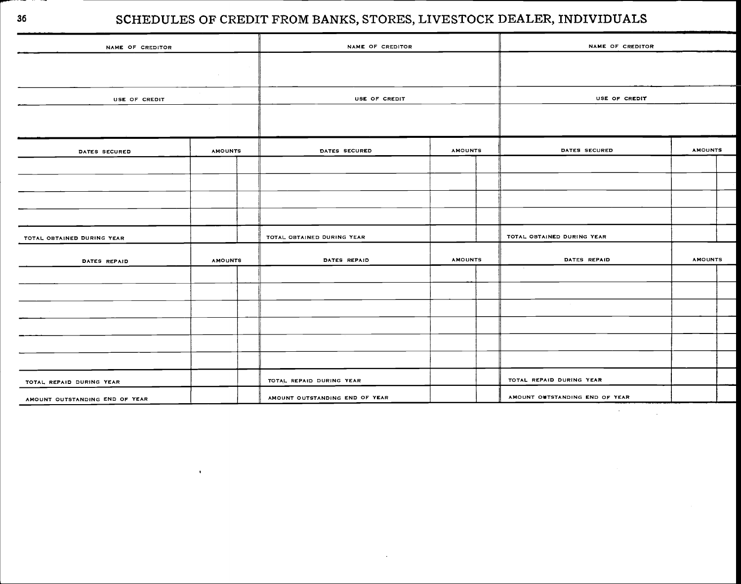# SCHEDULES OF CREDIT FROM BANKS, STORES, LIVESTOCK DEALER, INDIVIDUALS

| NAME OF CREDITOR | | | NAME OF CREDITOR | | | NAME OF CREDITOR | | |
|---|---|---|---|---|---|---|---|---|
| | | | | | | | | |
| USE OF CREDIT | | | USE OF CREDIT | | | USE OF CREDIT | | |
| | | | | | | | | |
| DATES SECURED | AMOUNTS | | DATES SECURED | AMOUNTS | | DATES SECURED | AMOUNTS | |
| | | | | | | | | |
| | | | | | | | | |
| | | | | | | | | |
| | | | | | | | | |
| TOTAL OBTAINED DURING YEAR | | | TOTAL OBTAINED DURING YEAR | | | TOTAL OBTAINED DURING YEAR | | |
| DATES REPAID | AMOUNTS | | DATES REPAID | AMOUNTS | | DATES REPAID | AMOUNTS | |
| | | | | | | | | |
| | | | | | | | | |
| | | | | | | | | |
| | | | | | | | | |
| | | | | | | | | |
| | | | | | | | | |
| TOTAL REPAID DURING YEAR | | | TOTAL REPAID DURING YEAR | | | TOTAL REPAID DURING YEAR | | |
| AMOUNT OUTSTANDING END OF YEAR | | | AMOUNT OUTSTANDING END OF YEAR | | | AMOUNT OUTSTANDING END OF YEAR | | |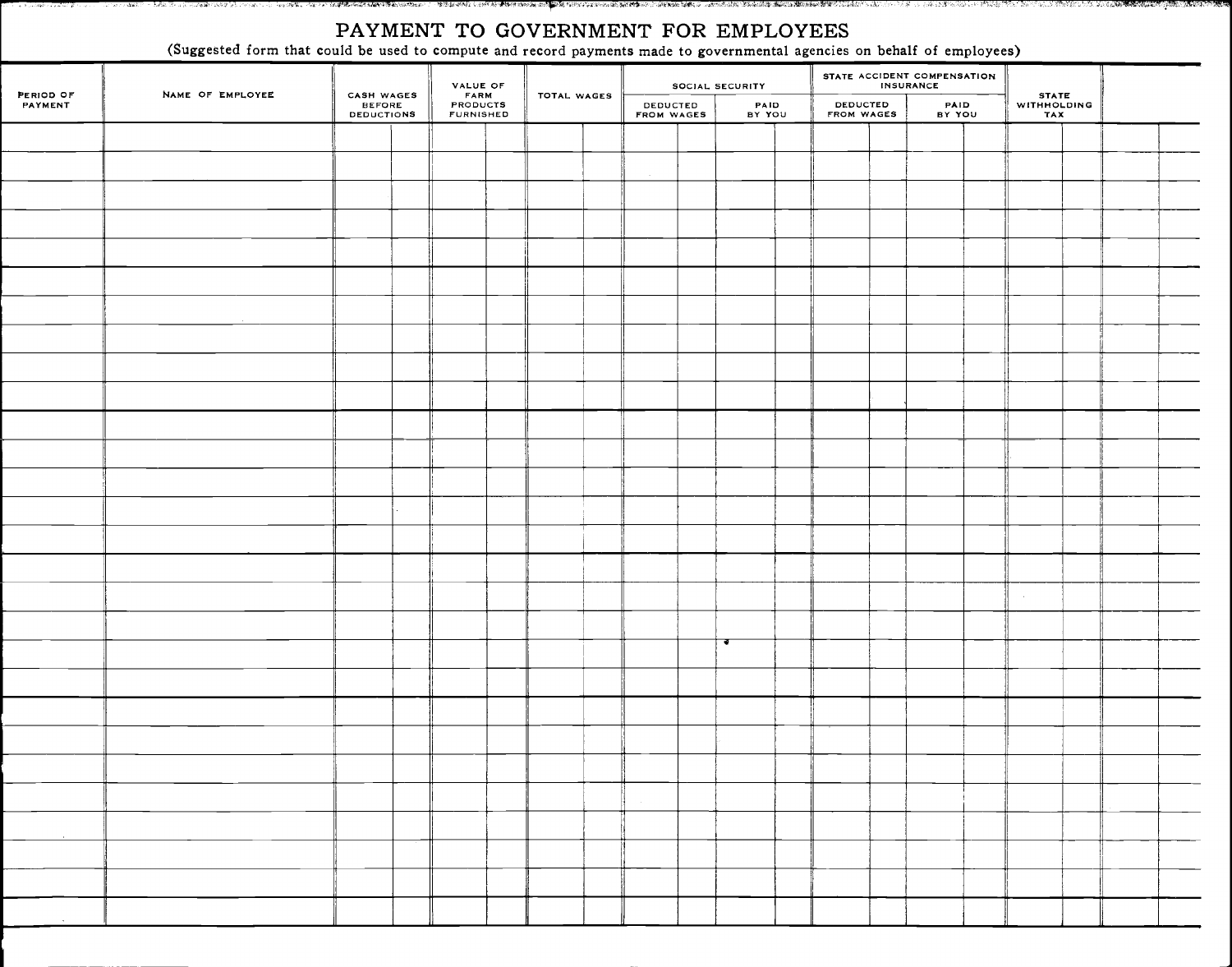# PAYMENT TO GOVERNMENT FOR EMPLOYEES

(Suggested form that could be used to compute and record payments made to governmental agencies on behalf of employees)

| PERIOD OF PAYMENT | NAME OF EMPLOYEE | CASH WAGES BEFORE DEDUCTIONS | VALUE OF FARM PRODUCTS FURNISHED | TOTAL WAGES | SOCIAL SECURITY | | STATE ACCIDENT COMPENSATION INSURANCE | | STATE WITHHOLDING TAX | |
|---|---|---|---|---|---|---|---|---|---|---|
| | | | | | DEDUCTED FROM WAGES | PAID BY YOU | DEDUCTED FROM WAGES | PAID BY YOU | | |
| | | | | | | | | | | |
| | | | | | | | | | | |
| | | | | | | | | | | |
| | | | | | | | | | | |
| | | | | | | | | | | |
| | | | | | | | | | | |
| | | | | | | | | | | |
| | | | | | | | | | | |
| | | | | | | | | | | |
| | | | | | | | | | | |
| | | | | | | | | | | |
| | | | | | | | | | | |
| | | | | | | | | | | |
| | | | | | | | | | | |
| | | | | | | | | | | |
| | | | | | | | | | | |
| | | | | | | | | | | |
| | | | | | | | | | | |
| | | | | | | | | | | |
| | | | | | | | | | | |
| | | | | | | | | | | |
| | | | | | | | | | | |
| | | | | | | | | | | |
| | | | | | | | | | | |
| | | | | | | | | | | |
| | | | | | | | | | | |
| | | | | | | | | | | |